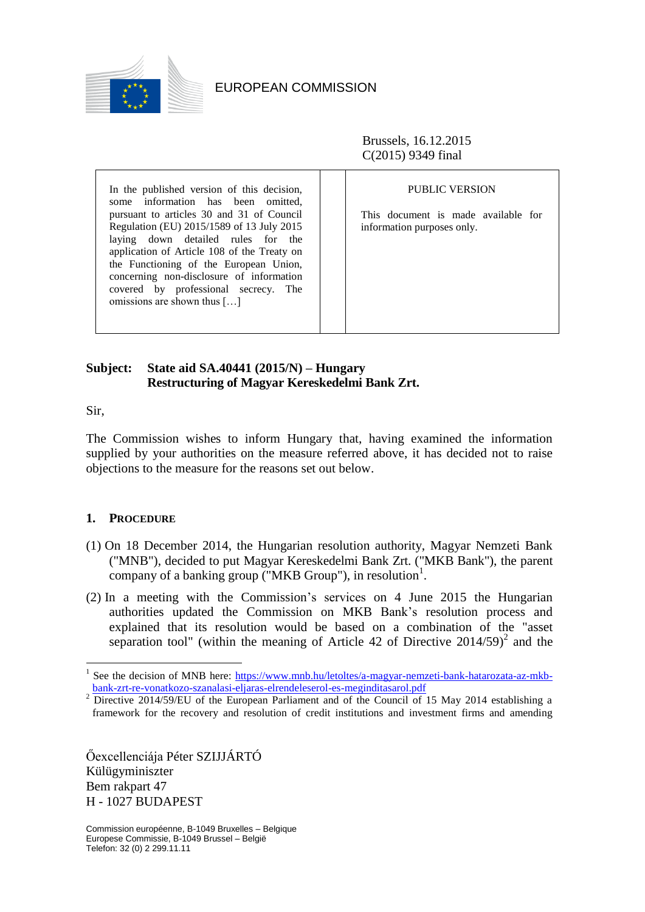EUROPEAN COMMISSION

Brussels, 16.12.2015
C(2015) 9349 final

| In the published version of this decision, some information has been omitted, pursuant to articles 30 and 31 of Council Regulation (EU) 2015/1589 of 13 July 2015 laying down detailed rules for the application of Article 108 of the Treaty on the Functioning of the European Union, concerning non-disclosure of information covered by professional secrecy. The omissions are shown thus […] | | PUBLIC VERSION<br><br>This document is made available for information purposes only. |
|---|---|---|

**Subject: State aid SA.40441 (2015/N) – Hungary**
**Restructuring of Magyar Kereskedelmi Bank Zrt.**

Sir,

The Commission wishes to inform Hungary that, having examined the information supplied by your authorities on the measure referred above, it has decided not to raise objections to the measure for the reasons set out below.

## 1. PROCEDURE

(1) On 18 December 2014, the Hungarian resolution authority, Magyar Nemzeti Bank ("MNB"), decided to put Magyar Kereskedelmi Bank Zrt. ("MKB Bank"), the parent company of a banking group ("MKB Group"), in resolution[1].

(2) In a meeting with the Commission's services on 4 June 2015 the Hungarian authorities updated the Commission on MKB Bank's resolution process and explained that its resolution would be based on a combination of the "asset separation tool" (within the meaning of Article 42 of Directive 2014/59)[2] and the

[1] See the decision of MNB here: https://www.mnb.hu/letoltes/a-magyar-nemzeti-bank-hatarozata-az-mkb-bank-zrt-re-vonatkozo-szanalasi-eljaras-elrendeleserol-es-meginditasarol.pdf

[2] Directive 2014/59/EU of the European Parliament and of the Council of 15 May 2014 establishing a framework for the recovery and resolution of credit institutions and investment firms and amending

Őexcellenciája Péter SZIJJÁRTÓ
Külügyminiszter
Bem rakpart 47
H - 1027 BUDAPEST

Commission européenne, B-1049 Bruxelles – Belgique
Europese Commissie, B-1049 Brussel – België
Telefon: 32 (0) 2 299.11.11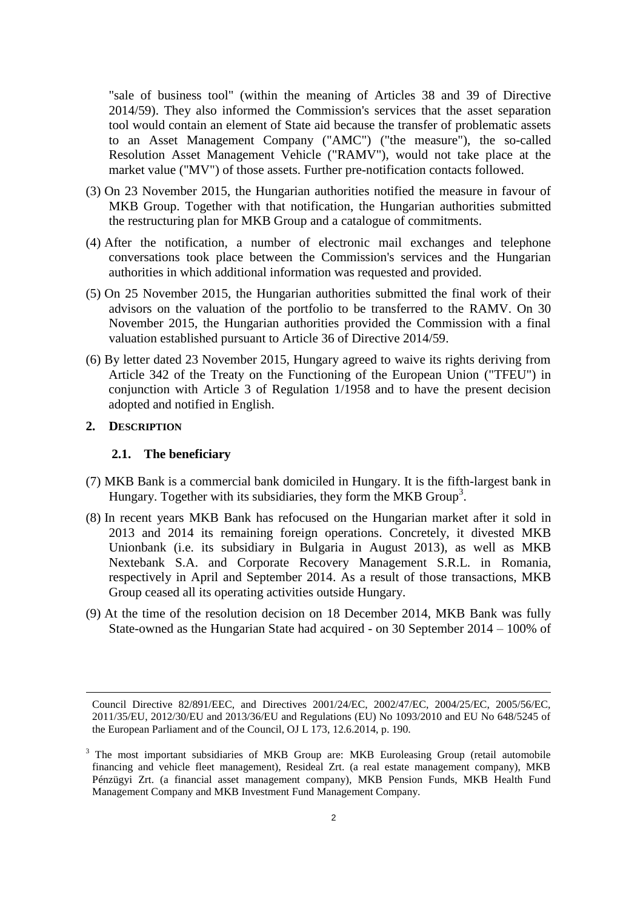"sale of business tool" (within the meaning of Articles 38 and 39 of Directive 2014/59). They also informed the Commission's services that the asset separation tool would contain an element of State aid because the transfer of problematic assets to an Asset Management Company ("AMC") ("the measure"), the so-called Resolution Asset Management Vehicle ("RAMV"), would not take place at the market value ("MV") of those assets. Further pre-notification contacts followed.

(3) On 23 November 2015, the Hungarian authorities notified the measure in favour of MKB Group. Together with that notification, the Hungarian authorities submitted the restructuring plan for MKB Group and a catalogue of commitments.

(4) After the notification, a number of electronic mail exchanges and telephone conversations took place between the Commission's services and the Hungarian authorities in which additional information was requested and provided.

(5) On 25 November 2015, the Hungarian authorities submitted the final work of their advisors on the valuation of the portfolio to be transferred to the RAMV. On 30 November 2015, the Hungarian authorities provided the Commission with a final valuation established pursuant to Article 36 of Directive 2014/59.

(6) By letter dated 23 November 2015, Hungary agreed to waive its rights deriving from Article 342 of the Treaty on the Functioning of the European Union ("TFEU") in conjunction with Article 3 of Regulation 1/1958 and to have the present decision adopted and notified in English.

## 2. DESCRIPTION

### 2.1. The beneficiary

(7) MKB Bank is a commercial bank domiciled in Hungary. It is the fifth-largest bank in Hungary. Together with its subsidiaries, they form the MKB Group[3].

(8) In recent years MKB Bank has refocused on the Hungarian market after it sold in 2013 and 2014 its remaining foreign operations. Concretely, it divested MKB Unionbank (i.e. its subsidiary in Bulgaria in August 2013), as well as MKB Nextebank S.A. and Corporate Recovery Management S.R.L. in Romania, respectively in April and September 2014. As a result of those transactions, MKB Group ceased all its operating activities outside Hungary.

(9) At the time of the resolution decision on 18 December 2014, MKB Bank was fully State-owned as the Hungarian State had acquired - on 30 September 2014 – 100% of

---

Council Directive 82/891/EEC, and Directives 2001/24/EC, 2002/47/EC, 2004/25/EC, 2005/56/EC, 2011/35/EU, 2012/30/EU and 2013/36/EU and Regulations (EU) No 1093/2010 and EU No 648/5245 of the European Parliament and of the Council, OJ L 173, 12.6.2014, p. 190.

[3] The most important subsidiaries of MKB Group are: MKB Euroleasing Group (retail automobile financing and vehicle fleet management), Resideal Zrt. (a real estate management company), MKB Pénzügyi Zrt. (a financial asset management company), MKB Pension Funds, MKB Health Fund Management Company and MKB Investment Fund Management Company.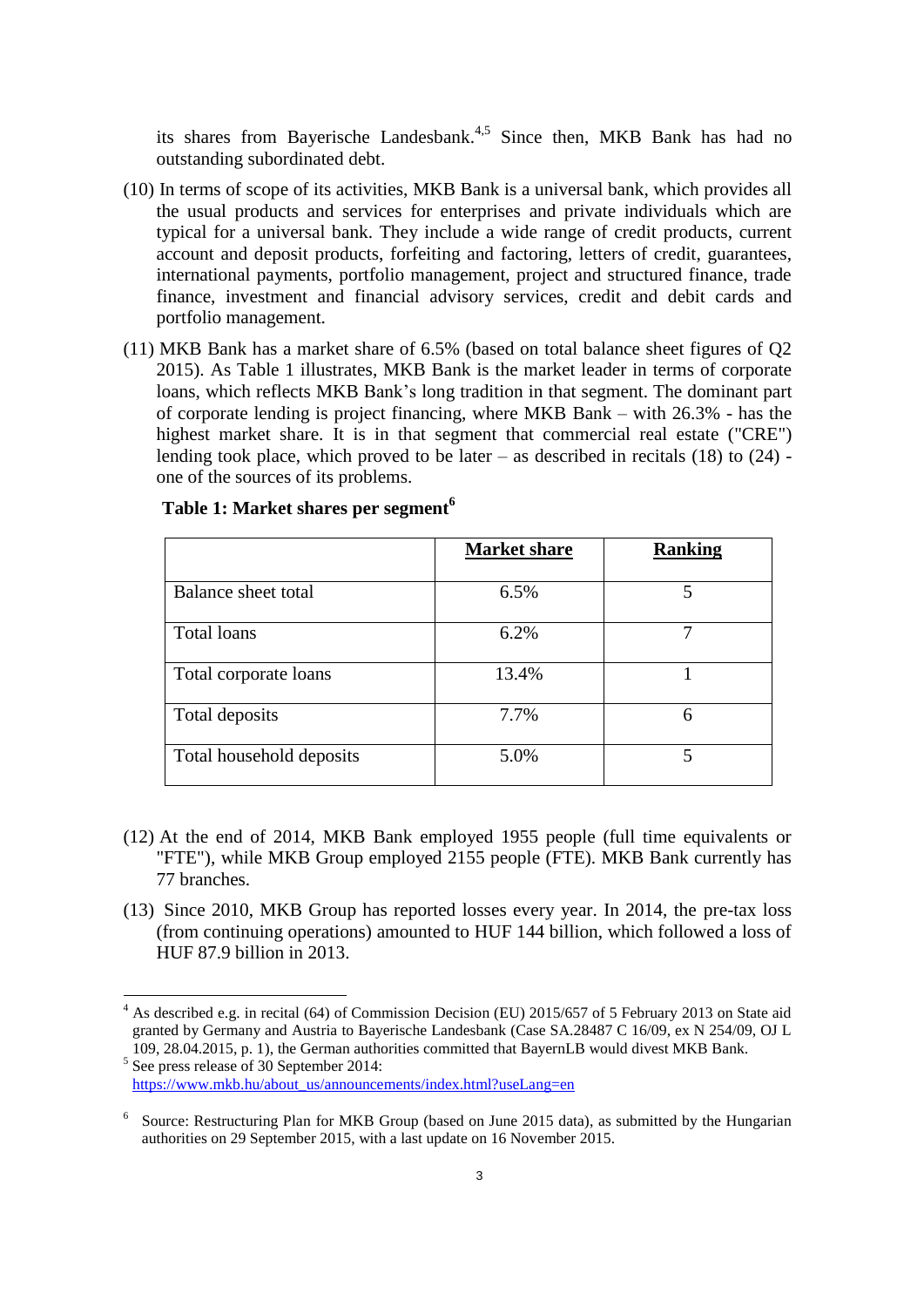its shares from Bayerische Landesbank.[4,5] Since then, MKB Bank has had no outstanding subordinated debt.

(10) In terms of scope of its activities, MKB Bank is a universal bank, which provides all the usual products and services for enterprises and private individuals which are typical for a universal bank. They include a wide range of credit products, current account and deposit products, forfeiting and factoring, letters of credit, guarantees, international payments, portfolio management, project and structured finance, trade finance, investment and financial advisory services, credit and debit cards and portfolio management.

(11) MKB Bank has a market share of 6.5% (based on total balance sheet figures of Q2 2015). As Table 1 illustrates, MKB Bank is the market leader in terms of corporate loans, which reflects MKB Bank's long tradition in that segment. The dominant part of corporate lending is project financing, where MKB Bank – with 26.3% - has the highest market share. It is in that segment that commercial real estate ("CRE") lending took place, which proved to be later – as described in recitals (18) to (24) - one of the sources of its problems.

**Table 1: Market shares per segment[6]**

| | **Market share** | **Ranking** |
|---|---|---|
| Balance sheet total | 6.5% | 5 |
| Total loans | 6.2% | 7 |
| Total corporate loans | 13.4% | 1 |
| Total deposits | 7.7% | 6 |
| Total household deposits | 5.0% | 5 |

(12) At the end of 2014, MKB Bank employed 1955 people (full time equivalents or "FTE"), while MKB Group employed 2155 people (FTE). MKB Bank currently has 77 branches.

(13) Since 2010, MKB Group has reported losses every year. In 2014, the pre-tax loss (from continuing operations) amounted to HUF 144 billion, which followed a loss of HUF 87.9 billion in 2013.

---

[4] As described e.g. in recital (64) of Commission Decision (EU) 2015/657 of 5 February 2013 on State aid granted by Germany and Austria to Bayerische Landesbank (Case SA.28487 C 16/09, ex N 254/09, OJ L 109, 28.04.2015, p. 1), the German authorities committed that BayernLB would divest MKB Bank.

[5] See press release of 30 September 2014: https://www.mkb.hu/about_us/announcements/index.html?useLang=en

[6] Source: Restructuring Plan for MKB Group (based on June 2015 data), as submitted by the Hungarian authorities on 29 September 2015, with a last update on 16 November 2015.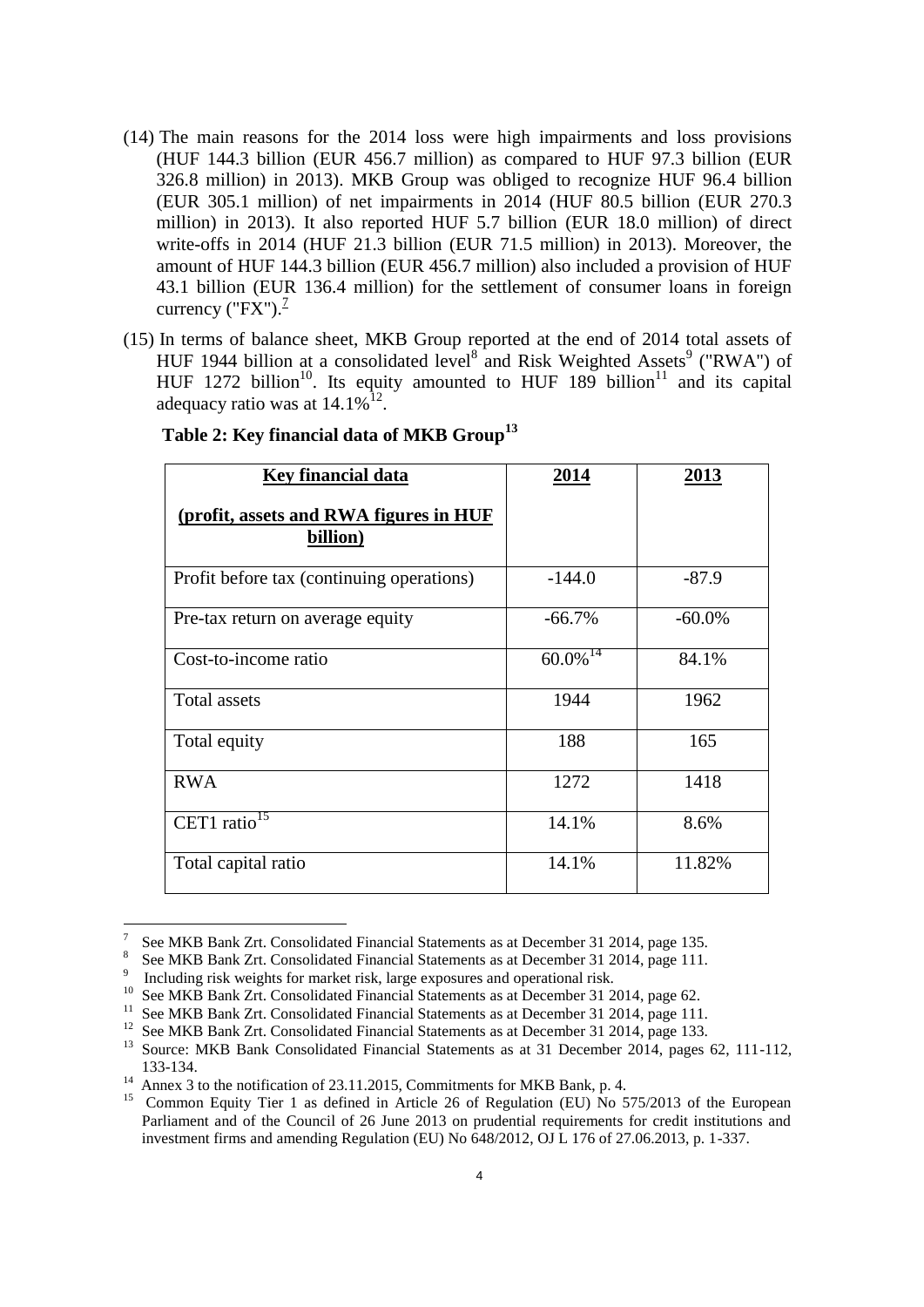(14) The main reasons for the 2014 loss were high impairments and loss provisions (HUF 144.3 billion (EUR 456.7 million) as compared to HUF 97.3 billion (EUR 326.8 million) in 2013). MKB Group was obliged to recognize HUF 96.4 billion (EUR 305.1 million) of net impairments in 2014 (HUF 80.5 billion (EUR 270.3 million) in 2013). It also reported HUF 5.7 billion (EUR 18.0 million) of direct write-offs in 2014 (HUF 21.3 billion (EUR 71.5 million) in 2013). Moreover, the amount of HUF 144.3 billion (EUR 456.7 million) also included a provision of HUF 43.1 billion (EUR 136.4 million) for the settlement of consumer loans in foreign currency ("FX").[7]

(15) In terms of balance sheet, MKB Group reported at the end of 2014 total assets of HUF 1944 billion at a consolidated level[8] and Risk Weighted Assets[9] ("RWA") of HUF 1272 billion[10]. Its equity amounted to HUF 189 billion[11] and its capital adequacy ratio was at 14.1%[12].

**Table 2: Key financial data of MKB Group[13]**

| **Key financial data** <br> **(profit, assets and RWA figures in HUF billion)** | **2014** | **2013** |
|---|---|---|
| Profit before tax (continuing operations) | -144.0 | -87.9 |
| Pre-tax return on average equity | -66.7% | -60.0% |
| Cost-to-income ratio | 60.0%[14] | 84.1% |
| Total assets | 1944 | 1962 |
| Total equity | 188 | 165 |
| RWA | 1272 | 1418 |
| CET1 ratio[15] | 14.1% | 8.6% |
| Total capital ratio | 14.1% | 11.82% |

---

[7] See MKB Bank Zrt. Consolidated Financial Statements as at December 31 2014, page 135.

[8] See MKB Bank Zrt. Consolidated Financial Statements as at December 31 2014, page 111.

[9] Including risk weights for market risk, large exposures and operational risk.

[10] See MKB Bank Zrt. Consolidated Financial Statements as at December 31 2014, page 62.

[11] See MKB Bank Zrt. Consolidated Financial Statements as at December 31 2014, page 111.

[12] See MKB Bank Zrt. Consolidated Financial Statements as at December 31 2014, page 133.

[13] Source: MKB Bank Consolidated Financial Statements as at 31 December 2014, pages 62, 111-112, 133-134.

[14] Annex 3 to the notification of 23.11.2015, Commitments for MKB Bank, p. 4.

[15] Common Equity Tier 1 as defined in Article 26 of Regulation (EU) No 575/2013 of the European Parliament and of the Council of 26 June 2013 on prudential requirements for credit institutions and investment firms and amending Regulation (EU) No 648/2012, OJ L 176 of 27.06.2013, p. 1-337.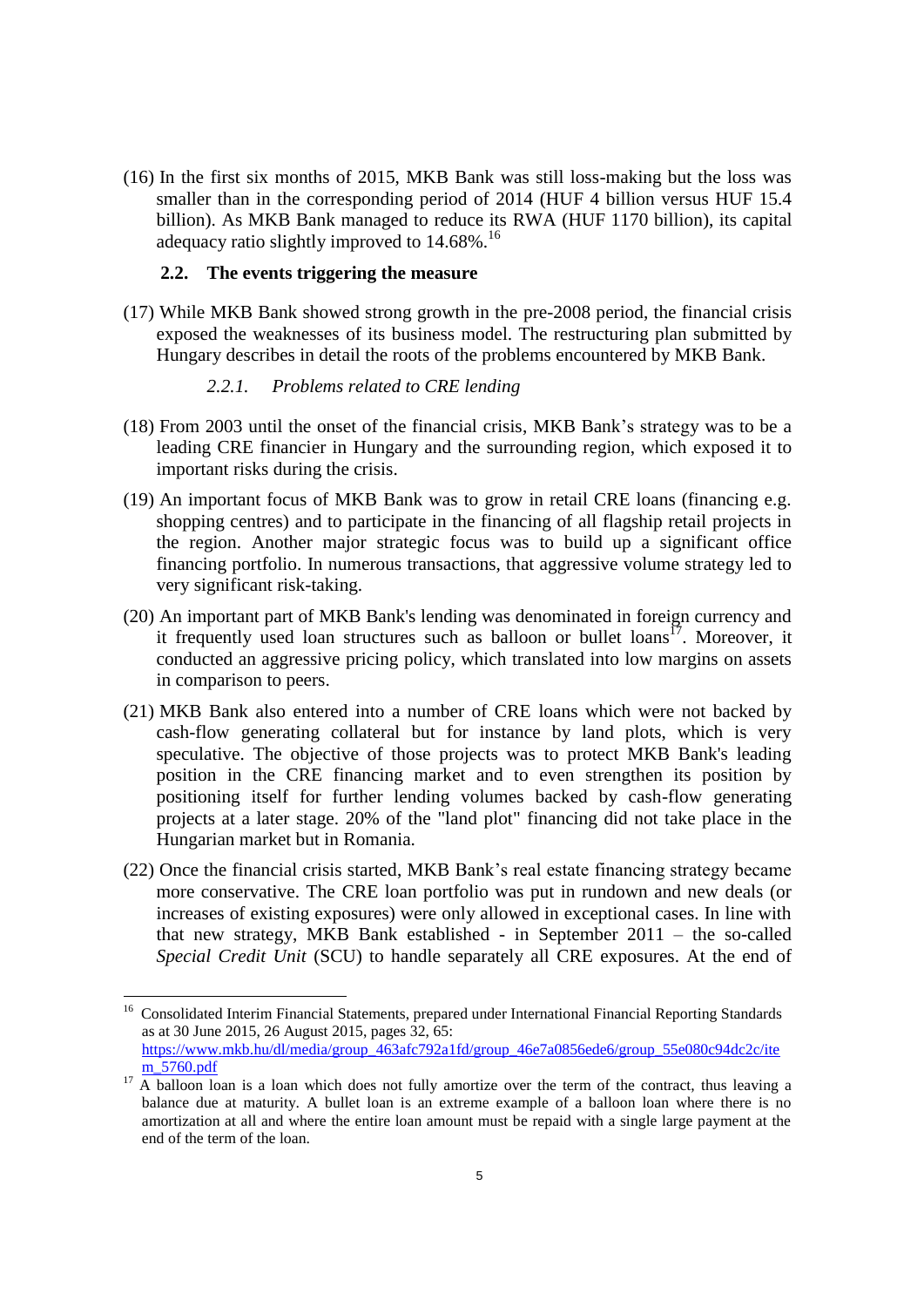(16) In the first six months of 2015, MKB Bank was still loss-making but the loss was smaller than in the corresponding period of 2014 (HUF 4 billion versus HUF 15.4 billion). As MKB Bank managed to reduce its RWA (HUF 1170 billion), its capital adequacy ratio slightly improved to 14.68%.[16]

### 2.2. The events triggering the measure

(17) While MKB Bank showed strong growth in the pre-2008 period, the financial crisis exposed the weaknesses of its business model. The restructuring plan submitted by Hungary describes in detail the roots of the problems encountered by MKB Bank.

#### *2.2.1. Problems related to CRE lending*

(18) From 2003 until the onset of the financial crisis, MKB Bank's strategy was to be a leading CRE financier in Hungary and the surrounding region, which exposed it to important risks during the crisis.

(19) An important focus of MKB Bank was to grow in retail CRE loans (financing e.g. shopping centres) and to participate in the financing of all flagship retail projects in the region. Another major strategic focus was to build up a significant office financing portfolio. In numerous transactions, that aggressive volume strategy led to very significant risk-taking.

(20) An important part of MKB Bank's lending was denominated in foreign currency and it frequently used loan structures such as balloon or bullet loans[17]. Moreover, it conducted an aggressive pricing policy, which translated into low margins on assets in comparison to peers.

(21) MKB Bank also entered into a number of CRE loans which were not backed by cash-flow generating collateral but for instance by land plots, which is very speculative. The objective of those projects was to protect MKB Bank's leading position in the CRE financing market and to even strengthen its position by positioning itself for further lending volumes backed by cash-flow generating projects at a later stage. 20% of the "land plot" financing did not take place in the Hungarian market but in Romania.

(22) Once the financial crisis started, MKB Bank's real estate financing strategy became more conservative. The CRE loan portfolio was put in rundown and new deals (or increases of existing exposures) were only allowed in exceptional cases. In line with that new strategy, MKB Bank established - in September 2011 – the so-called *Special Credit Unit* (SCU) to handle separately all CRE exposures. At the end of

---

[16] Consolidated Interim Financial Statements, prepared under International Financial Reporting Standards as at 30 June 2015, 26 August 2015, pages 32, 65: https://www.mkb.hu/dl/media/group_463afc792a1fd/group_46e7a0856ede6/group_55e080c94dc2c/item_5760.pdf

[17] A balloon loan is a loan which does not fully amortize over the term of the contract, thus leaving a balance due at maturity. A bullet loan is an extreme example of a balloon loan where there is no amortization at all and where the entire loan amount must be repaid with a single large payment at the end of the term of the loan.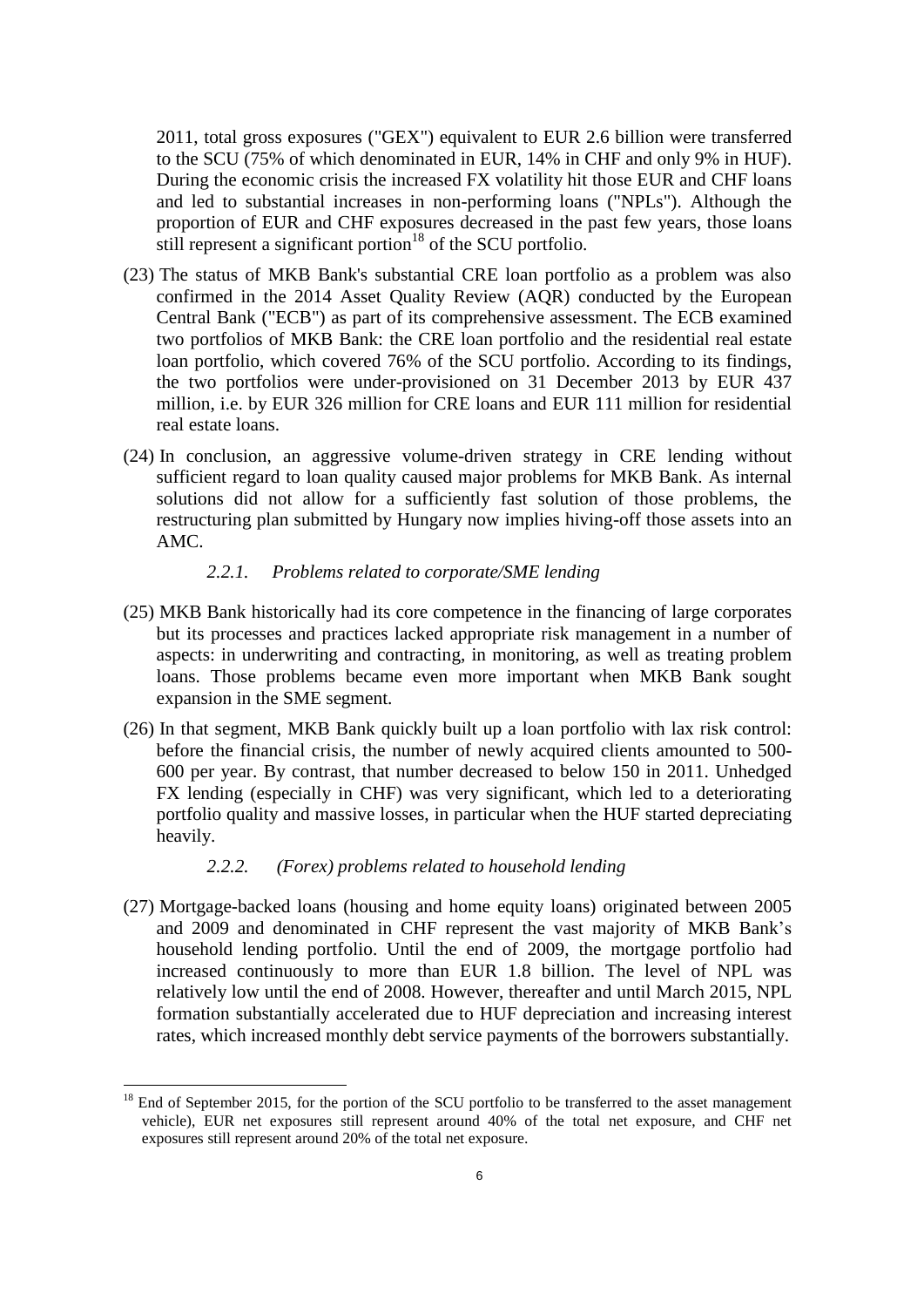2011, total gross exposures ("GEX") equivalent to EUR 2.6 billion were transferred to the SCU (75% of which denominated in EUR, 14% in CHF and only 9% in HUF). During the economic crisis the increased FX volatility hit those EUR and CHF loans and led to substantial increases in non-performing loans ("NPLs"). Although the proportion of EUR and CHF exposures decreased in the past few years, those loans still represent a significant portion[18] of the SCU portfolio.

(23) The status of MKB Bank's substantial CRE loan portfolio as a problem was also confirmed in the 2014 Asset Quality Review (AQR) conducted by the European Central Bank ("ECB") as part of its comprehensive assessment. The ECB examined two portfolios of MKB Bank: the CRE loan portfolio and the residential real estate loan portfolio, which covered 76% of the SCU portfolio. According to its findings, the two portfolios were under-provisioned on 31 December 2013 by EUR 437 million, i.e. by EUR 326 million for CRE loans and EUR 111 million for residential real estate loans.

(24) In conclusion, an aggressive volume-driven strategy in CRE lending without sufficient regard to loan quality caused major problems for MKB Bank. As internal solutions did not allow for a sufficiently fast solution of those problems, the restructuring plan submitted by Hungary now implies hiving-off those assets into an AMC.

### *2.2.1. Problems related to corporate/SME lending*

(25) MKB Bank historically had its core competence in the financing of large corporates but its processes and practices lacked appropriate risk management in a number of aspects: in underwriting and contracting, in monitoring, as well as treating problem loans. Those problems became even more important when MKB Bank sought expansion in the SME segment.

(26) In that segment, MKB Bank quickly built up a loan portfolio with lax risk control: before the financial crisis, the number of newly acquired clients amounted to 500-600 per year. By contrast, that number decreased to below 150 in 2011. Unhedged FX lending (especially in CHF) was very significant, which led to a deteriorating portfolio quality and massive losses, in particular when the HUF started depreciating heavily.

### *2.2.2. (Forex) problems related to household lending*

(27) Mortgage-backed loans (housing and home equity loans) originated between 2005 and 2009 and denominated in CHF represent the vast majority of MKB Bank's household lending portfolio. Until the end of 2009, the mortgage portfolio had increased continuously to more than EUR 1.8 billion. The level of NPL was relatively low until the end of 2008. However, thereafter and until March 2015, NPL formation substantially accelerated due to HUF depreciation and increasing interest rates, which increased monthly debt service payments of the borrowers substantially.

---

[18] End of September 2015, for the portion of the SCU portfolio to be transferred to the asset management vehicle), EUR net exposures still represent around 40% of the total net exposure, and CHF net exposures still represent around 20% of the total net exposure.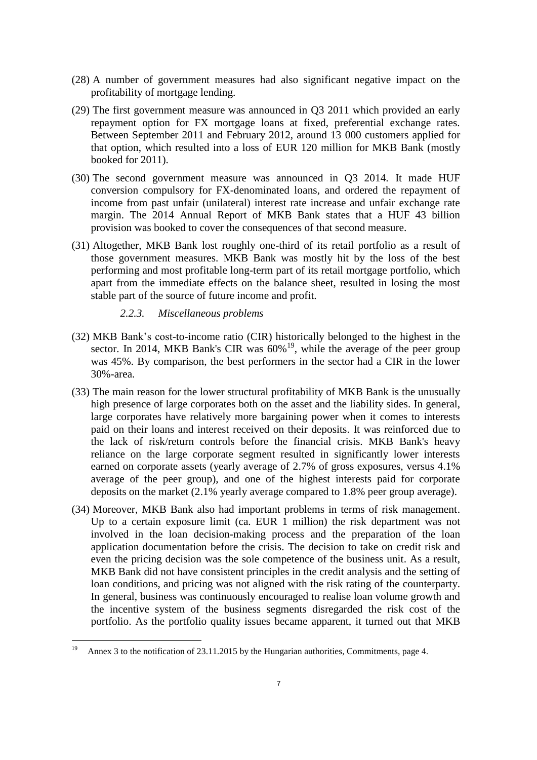(28) A number of government measures had also significant negative impact on the profitability of mortgage lending.

(29) The first government measure was announced in Q3 2011 which provided an early repayment option for FX mortgage loans at fixed, preferential exchange rates. Between September 2011 and February 2012, around 13 000 customers applied for that option, which resulted into a loss of EUR 120 million for MKB Bank (mostly booked for 2011).

(30) The second government measure was announced in Q3 2014. It made HUF conversion compulsory for FX-denominated loans, and ordered the repayment of income from past unfair (unilateral) interest rate increase and unfair exchange rate margin. The 2014 Annual Report of MKB Bank states that a HUF 43 billion provision was booked to cover the consequences of that second measure.

(31) Altogether, MKB Bank lost roughly one-third of its retail portfolio as a result of those government measures. MKB Bank was mostly hit by the loss of the best performing and most profitable long-term part of its retail mortgage portfolio, which apart from the immediate effects on the balance sheet, resulted in losing the most stable part of the source of future income and profit.

#### *2.2.3. Miscellaneous problems*

(32) MKB Bank's cost-to-income ratio (CIR) historically belonged to the highest in the sector. In 2014, MKB Bank's CIR was 60%[19], while the average of the peer group was 45%. By comparison, the best performers in the sector had a CIR in the lower 30%-area.

(33) The main reason for the lower structural profitability of MKB Bank is the unusually high presence of large corporates both on the asset and the liability sides. In general, large corporates have relatively more bargaining power when it comes to interests paid on their loans and interest received on their deposits. It was reinforced due to the lack of risk/return controls before the financial crisis. MKB Bank's heavy reliance on the large corporate segment resulted in significantly lower interests earned on corporate assets (yearly average of 2.7% of gross exposures, versus 4.1% average of the peer group), and one of the highest interests paid for corporate deposits on the market (2.1% yearly average compared to 1.8% peer group average).

(34) Moreover, MKB Bank also had important problems in terms of risk management. Up to a certain exposure limit (ca. EUR 1 million) the risk department was not involved in the loan decision-making process and the preparation of the loan application documentation before the crisis. The decision to take on credit risk and even the pricing decision was the sole competence of the business unit. As a result, MKB Bank did not have consistent principles in the credit analysis and the setting of loan conditions, and pricing was not aligned with the risk rating of the counterparty. In general, business was continuously encouraged to realise loan volume growth and the incentive system of the business segments disregarded the risk cost of the portfolio. As the portfolio quality issues became apparent, it turned out that MKB

---

[19] Annex 3 to the notification of 23.11.2015 by the Hungarian authorities, Commitments, page 4.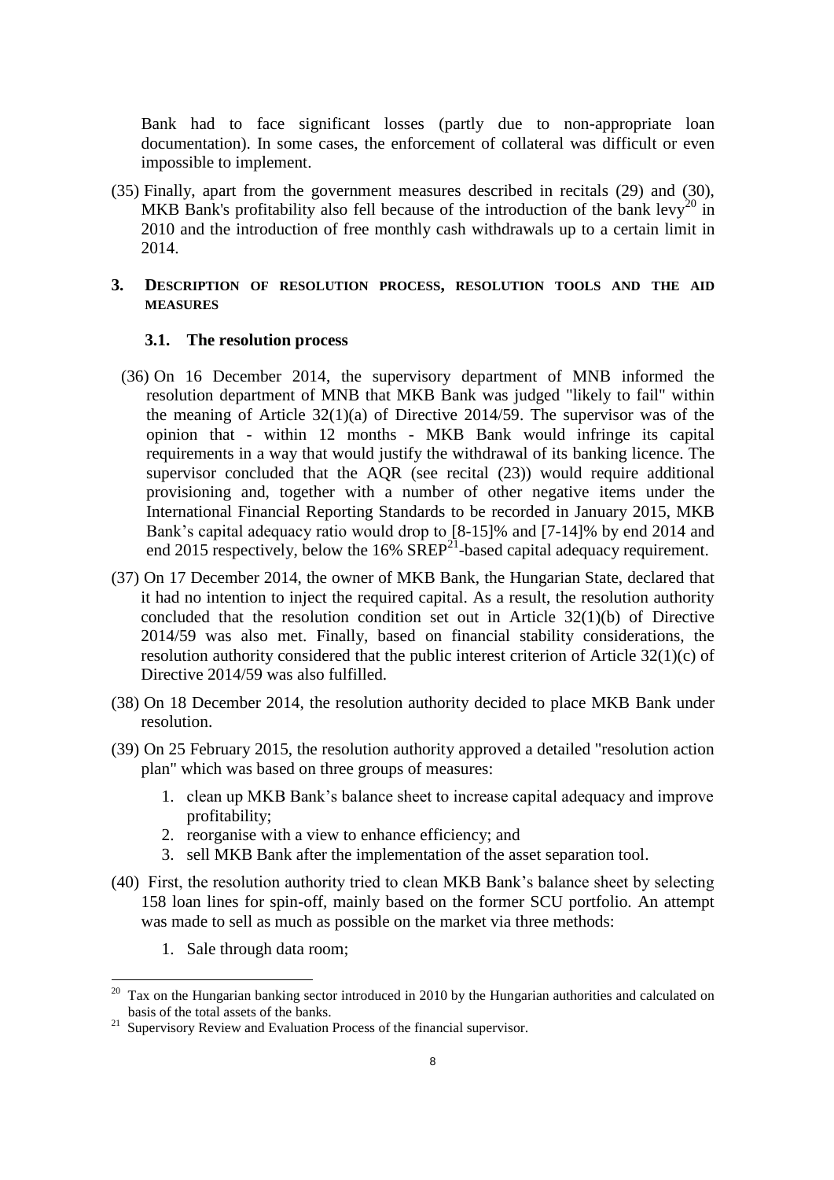Bank had to face significant losses (partly due to non-appropriate loan documentation). In some cases, the enforcement of collateral was difficult or even impossible to implement.

(35) Finally, apart from the government measures described in recitals (29) and (30), MKB Bank's profitability also fell because of the introduction of the bank levy[20] in 2010 and the introduction of free monthly cash withdrawals up to a certain limit in 2014.

## 3. DESCRIPTION OF RESOLUTION PROCESS, RESOLUTION TOOLS AND THE AID MEASURES

### 3.1. The resolution process

(36) On 16 December 2014, the supervisory department of MNB informed the resolution department of MNB that MKB Bank was judged "likely to fail" within the meaning of Article 32(1)(a) of Directive 2014/59. The supervisor was of the opinion that - within 12 months - MKB Bank would infringe its capital requirements in a way that would justify the withdrawal of its banking licence. The supervisor concluded that the AQR (see recital (23)) would require additional provisioning and, together with a number of other negative items under the International Financial Reporting Standards to be recorded in January 2015, MKB Bank's capital adequacy ratio would drop to [8-15]% and [7-14]% by end 2014 and end 2015 respectively, below the 16% SREP[21]-based capital adequacy requirement.

(37) On 17 December 2014, the owner of MKB Bank, the Hungarian State, declared that it had no intention to inject the required capital. As a result, the resolution authority concluded that the resolution condition set out in Article 32(1)(b) of Directive 2014/59 was also met. Finally, based on financial stability considerations, the resolution authority considered that the public interest criterion of Article 32(1)(c) of Directive 2014/59 was also fulfilled.

(38) On 18 December 2014, the resolution authority decided to place MKB Bank under resolution.

(39) On 25 February 2015, the resolution authority approved a detailed "resolution action plan" which was based on three groups of measures:

1. clean up MKB Bank's balance sheet to increase capital adequacy and improve profitability;
2. reorganise with a view to enhance efficiency; and
3. sell MKB Bank after the implementation of the asset separation tool.

(40) First, the resolution authority tried to clean MKB Bank's balance sheet by selecting 158 loan lines for spin-off, mainly based on the former SCU portfolio. An attempt was made to sell as much as possible on the market via three methods:

1. Sale through data room;

---

[20] Tax on the Hungarian banking sector introduced in 2010 by the Hungarian authorities and calculated on basis of the total assets of the banks.

[21] Supervisory Review and Evaluation Process of the financial supervisor.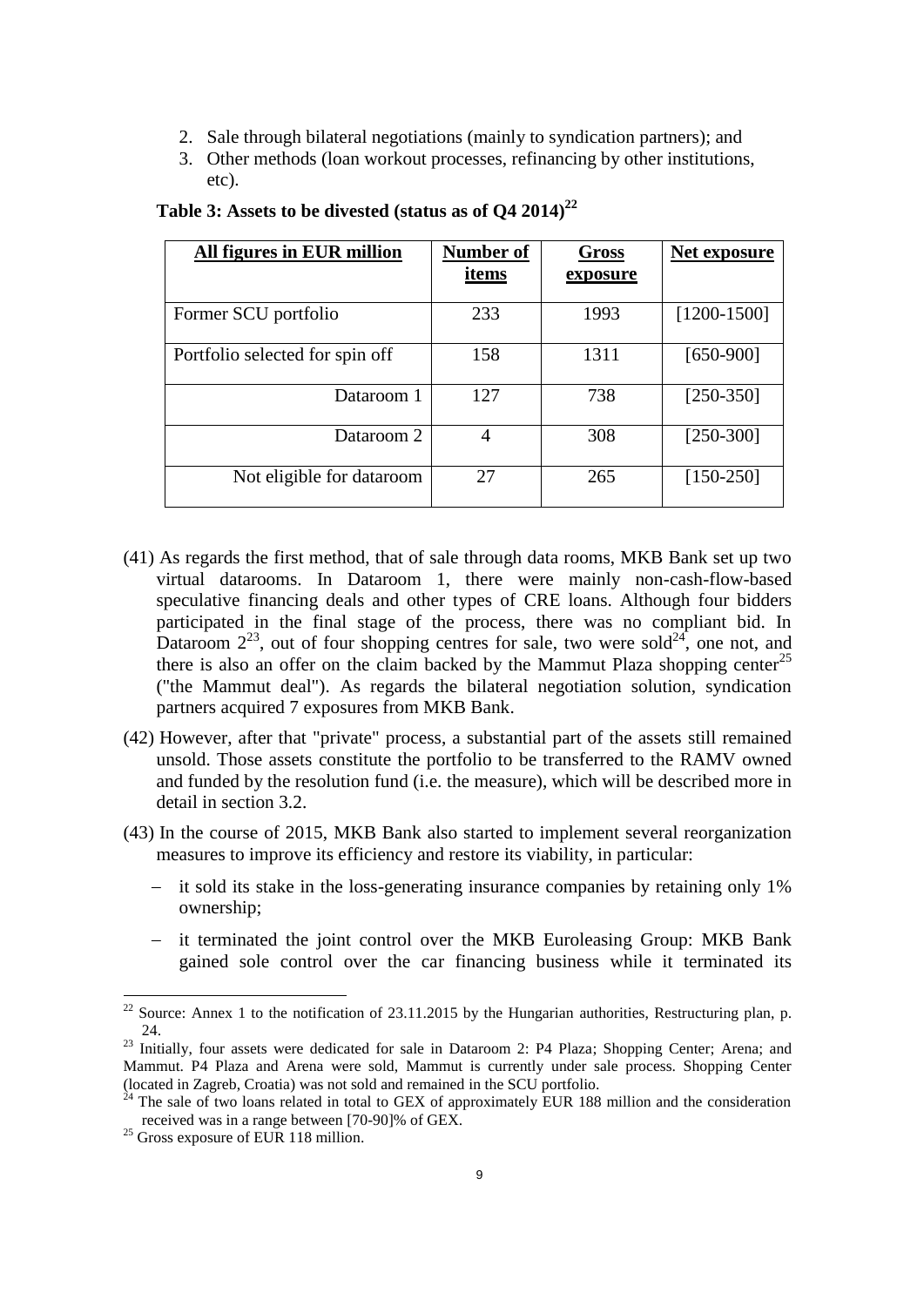2. Sale through bilateral negotiations (mainly to syndication partners); and
3. Other methods (loan workout processes, refinancing by other institutions, etc).

**Table 3: Assets to be divested (status as of Q4 2014)[22]**

| All figures in EUR million | Number of items | Gross exposure | Net exposure |
|---|---|---|---|
| Former SCU portfolio | 233 | 1993 | [1200-1500] |
| Portfolio selected for spin off | 158 | 1311 | [650-900] |
| Dataroom 1 | 127 | 738 | [250-350] |
| Dataroom 2 | 4 | 308 | [250-300] |
| Not eligible for dataroom | 27 | 265 | [150-250] |

(41) As regards the first method, that of sale through data rooms, MKB Bank set up two virtual datarooms. In Dataroom 1, there were mainly non-cash-flow-based speculative financing deals and other types of CRE loans. Although four bidders participated in the final stage of the process, there was no compliant bid. In Dataroom 2[23], out of four shopping centres for sale, two were sold[24], one not, and there is also an offer on the claim backed by the Mammut Plaza shopping center[25] ("the Mammut deal"). As regards the bilateral negotiation solution, syndication partners acquired 7 exposures from MKB Bank.

(42) However, after that "private" process, a substantial part of the assets still remained unsold. Those assets constitute the portfolio to be transferred to the RAMV owned and funded by the resolution fund (i.e. the measure), which will be described more in detail in section 3.2.

(43) In the course of 2015, MKB Bank also started to implement several reorganization measures to improve its efficiency and restore its viability, in particular:

- it sold its stake in the loss-generating insurance companies by retaining only 1% ownership;
- it terminated the joint control over the MKB Euroleasing Group: MKB Bank gained sole control over the car financing business while it terminated its

---

[22] Source: Annex 1 to the notification of 23.11.2015 by the Hungarian authorities, Restructuring plan, p. 24.

[23] Initially, four assets were dedicated for sale in Dataroom 2: P4 Plaza; Shopping Center; Arena; and Mammut. P4 Plaza and Arena were sold, Mammut is currently under sale process. Shopping Center (located in Zagreb, Croatia) was not sold and remained in the SCU portfolio.

[24] The sale of two loans related in total to GEX of approximately EUR 188 million and the consideration received was in a range between [70-90]% of GEX.

[25] Gross exposure of EUR 118 million.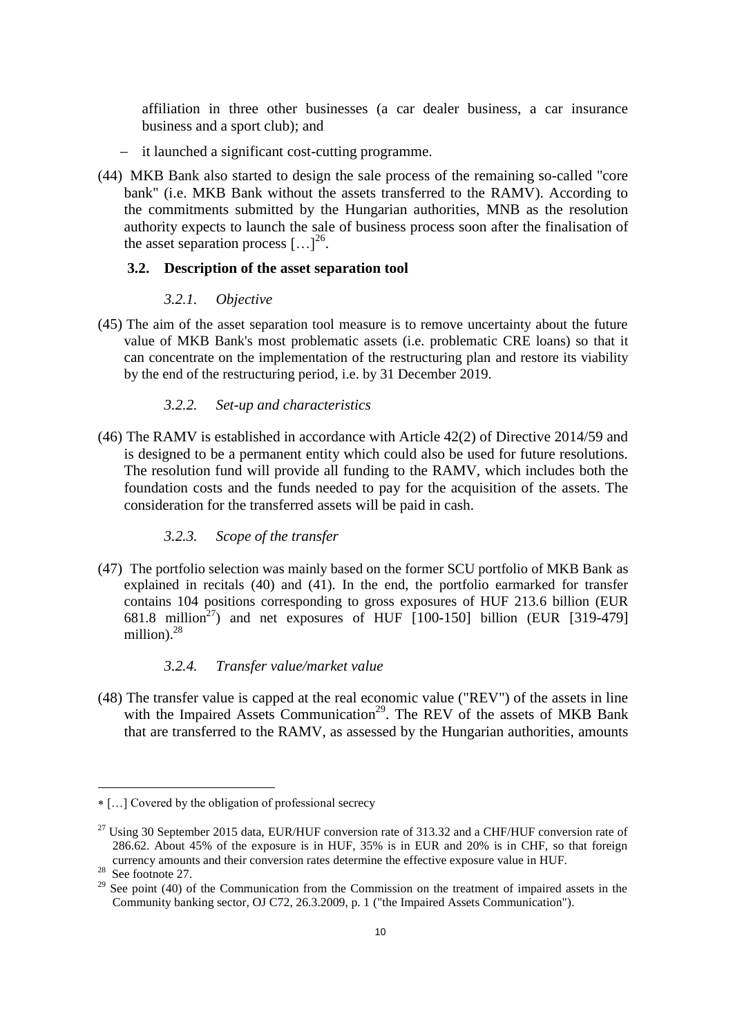affiliation in three other businesses (a car dealer business, a car insurance business and a sport club); and

- it launched a significant cost-cutting programme.

(44) MKB Bank also started to design the sale process of the remaining so-called "core bank" (i.e. MKB Bank without the assets transferred to the RAMV). According to the commitments submitted by the Hungarian authorities, MNB as the resolution authority expects to launch the sale of business process soon after the finalisation of the asset separation process […][26].

### 3.2. Description of the asset separation tool

#### *3.2.1. Objective*

(45) The aim of the asset separation tool measure is to remove uncertainty about the future value of MKB Bank's most problematic assets (i.e. problematic CRE loans) so that it can concentrate on the implementation of the restructuring plan and restore its viability by the end of the restructuring period, i.e. by 31 December 2019.

#### *3.2.2. Set-up and characteristics*

(46) The RAMV is established in accordance with Article 42(2) of Directive 2014/59 and is designed to be a permanent entity which could also be used for future resolutions. The resolution fund will provide all funding to the RAMV, which includes both the foundation costs and the funds needed to pay for the acquisition of the assets. The consideration for the transferred assets will be paid in cash.

#### *3.2.3. Scope of the transfer*

(47) The portfolio selection was mainly based on the former SCU portfolio of MKB Bank as explained in recitals (40) and (41). In the end, the portfolio earmarked for transfer contains 104 positions corresponding to gross exposures of HUF 213.6 billion (EUR 681.8 million[27]) and net exposures of HUF [100-150] billion (EUR [319-479] million).[28]

#### *3.2.4. Transfer value/market value*

(48) The transfer value is capped at the real economic value ("REV") of the assets in line with the Impaired Assets Communication[29]. The REV of the assets of MKB Bank that are transferred to the RAMV, as assessed by the Hungarian authorities, amounts

---

∗ […] Covered by the obligation of professional secrecy

[27] Using 30 September 2015 data, EUR/HUF conversion rate of 313.32 and a CHF/HUF conversion rate of 286.62. About 45% of the exposure is in HUF, 35% is in EUR and 20% is in CHF, so that foreign currency amounts and their conversion rates determine the effective exposure value in HUF.

[28] See footnote 27.

[29] See point (40) of the Communication from the Commission on the treatment of impaired assets in the Community banking sector, OJ C72, 26.3.2009, p. 1 ("the Impaired Assets Communication").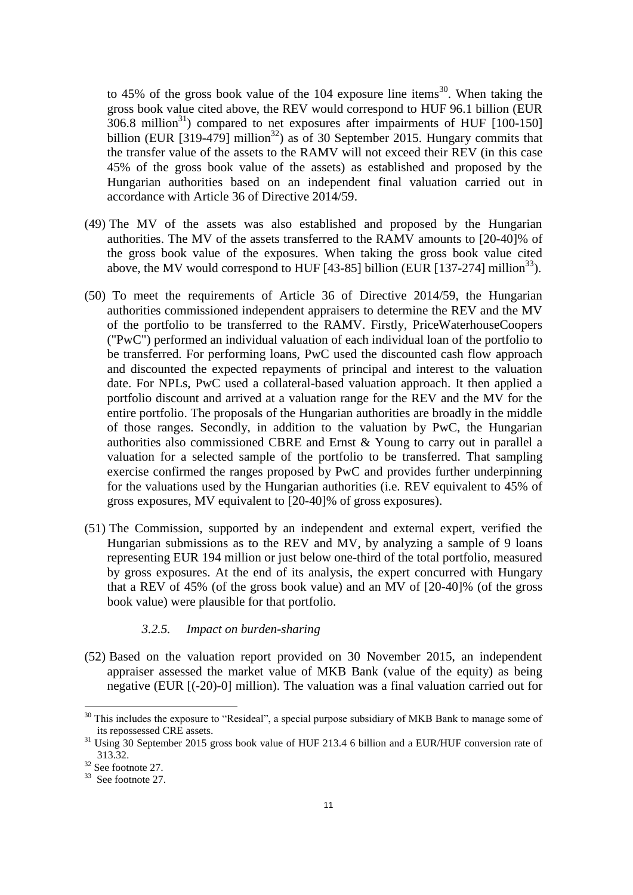to 45% of the gross book value of the 104 exposure line items[30]. When taking the gross book value cited above, the REV would correspond to HUF 96.1 billion (EUR 306.8 million[31]) compared to net exposures after impairments of HUF [100-150] billion (EUR [319-479] million[32]) as of 30 September 2015. Hungary commits that the transfer value of the assets to the RAMV will not exceed their REV (in this case 45% of the gross book value of the assets) as established and proposed by the Hungarian authorities based on an independent final valuation carried out in accordance with Article 36 of Directive 2014/59.

(49) The MV of the assets was also established and proposed by the Hungarian authorities. The MV of the assets transferred to the RAMV amounts to [20-40]% of the gross book value of the exposures. When taking the gross book value cited above, the MV would correspond to HUF [43-85] billion (EUR [137-274] million[33]).

(50) To meet the requirements of Article 36 of Directive 2014/59, the Hungarian authorities commissioned independent appraisers to determine the REV and the MV of the portfolio to be transferred to the RAMV. Firstly, PriceWaterhouseCoopers ("PwC") performed an individual valuation of each individual loan of the portfolio to be transferred. For performing loans, PwC used the discounted cash flow approach and discounted the expected repayments of principal and interest to the valuation date. For NPLs, PwC used a collateral-based valuation approach. It then applied a portfolio discount and arrived at a valuation range for the REV and the MV for the entire portfolio. The proposals of the Hungarian authorities are broadly in the middle of those ranges. Secondly, in addition to the valuation by PwC, the Hungarian authorities also commissioned CBRE and Ernst & Young to carry out in parallel a valuation for a selected sample of the portfolio to be transferred. That sampling exercise confirmed the ranges proposed by PwC and provides further underpinning for the valuations used by the Hungarian authorities (i.e. REV equivalent to 45% of gross exposures, MV equivalent to [20-40]% of gross exposures).

(51) The Commission, supported by an independent and external expert, verified the Hungarian submissions as to the REV and MV, by analyzing a sample of 9 loans representing EUR 194 million or just below one-third of the total portfolio, measured by gross exposures. At the end of its analysis, the expert concurred with Hungary that a REV of 45% (of the gross book value) and an MV of [20-40]% (of the gross book value) were plausible for that portfolio.

### *3.2.5. Impact on burden-sharing*

(52) Based on the valuation report provided on 30 November 2015, an independent appraiser assessed the market value of MKB Bank (value of the equity) as being negative (EUR [(-20)-0] million). The valuation was a final valuation carried out for

---

[30] This includes the exposure to "Resideal", a special purpose subsidiary of MKB Bank to manage some of its repossessed CRE assets.

[31] Using 30 September 2015 gross book value of HUF 213.4 6 billion and a EUR/HUF conversion rate of 313.32.

[32] See footnote 27.

[33] See footnote 27.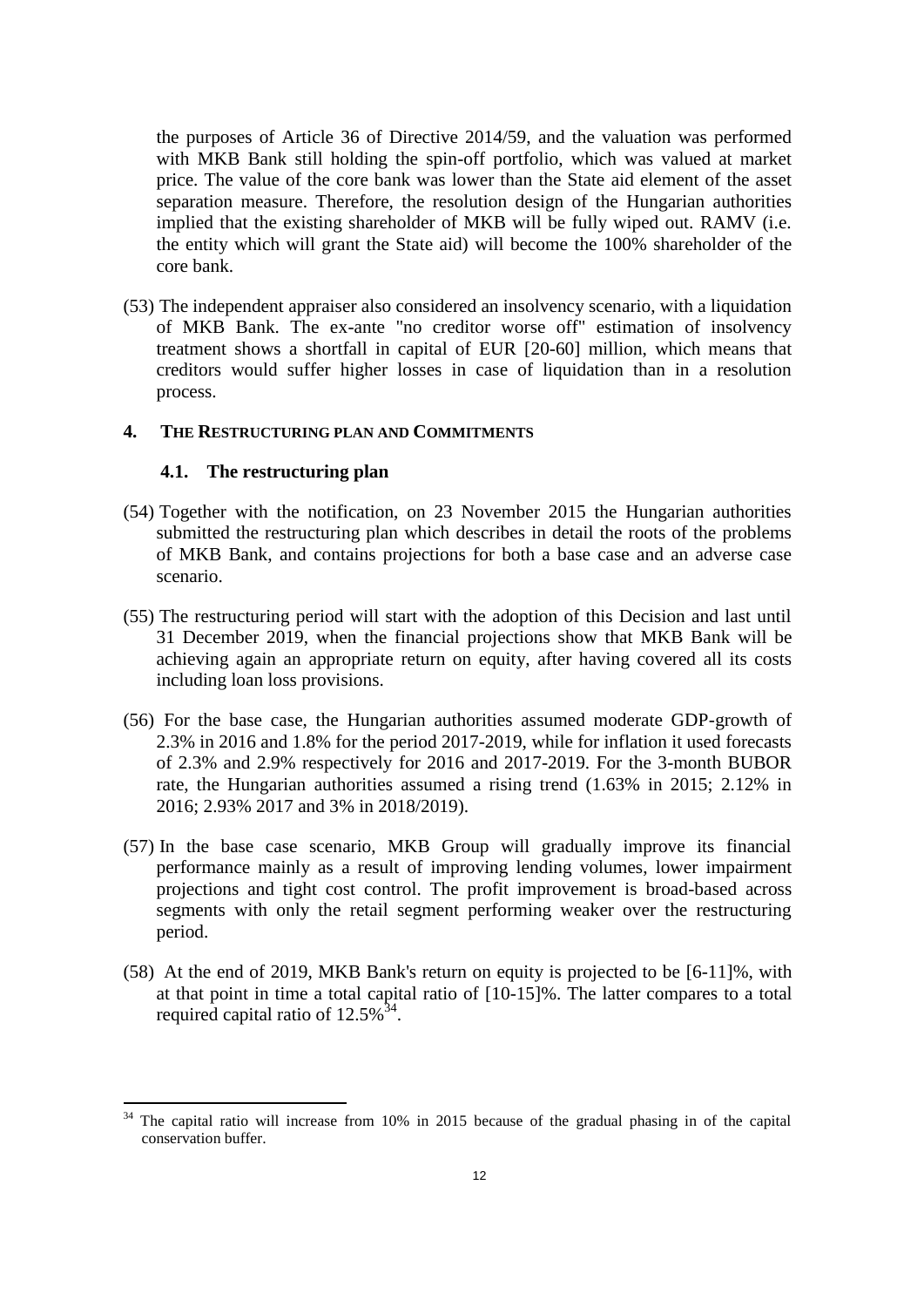the purposes of Article 36 of Directive 2014/59, and the valuation was performed with MKB Bank still holding the spin-off portfolio, which was valued at market price. The value of the core bank was lower than the State aid element of the asset separation measure. Therefore, the resolution design of the Hungarian authorities implied that the existing shareholder of MKB will be fully wiped out. RAMV (i.e. the entity which will grant the State aid) will become the 100% shareholder of the core bank.

(53) The independent appraiser also considered an insolvency scenario, with a liquidation of MKB Bank. The ex-ante "no creditor worse off" estimation of insolvency treatment shows a shortfall in capital of EUR [20-60] million, which means that creditors would suffer higher losses in case of liquidation than in a resolution process.

## 4. The Restructuring plan and Commitments

### 4.1. The restructuring plan

(54) Together with the notification, on 23 November 2015 the Hungarian authorities submitted the restructuring plan which describes in detail the roots of the problems of MKB Bank, and contains projections for both a base case and an adverse case scenario.

(55) The restructuring period will start with the adoption of this Decision and last until 31 December 2019, when the financial projections show that MKB Bank will be achieving again an appropriate return on equity, after having covered all its costs including loan loss provisions.

(56) For the base case, the Hungarian authorities assumed moderate GDP-growth of 2.3% in 2016 and 1.8% for the period 2017-2019, while for inflation it used forecasts of 2.3% and 2.9% respectively for 2016 and 2017-2019. For the 3-month BUBOR rate, the Hungarian authorities assumed a rising trend (1.63% in 2015; 2.12% in 2016; 2.93% 2017 and 3% in 2018/2019).

(57) In the base case scenario, MKB Group will gradually improve its financial performance mainly as a result of improving lending volumes, lower impairment projections and tight cost control. The profit improvement is broad-based across segments with only the retail segment performing weaker over the restructuring period.

(58) At the end of 2019, MKB Bank's return on equity is projected to be [6-11]%, with at that point in time a total capital ratio of [10-15]%. The latter compares to a total required capital ratio of 12.5%[34].

---

[34] The capital ratio will increase from 10% in 2015 because of the gradual phasing in of the capital conservation buffer.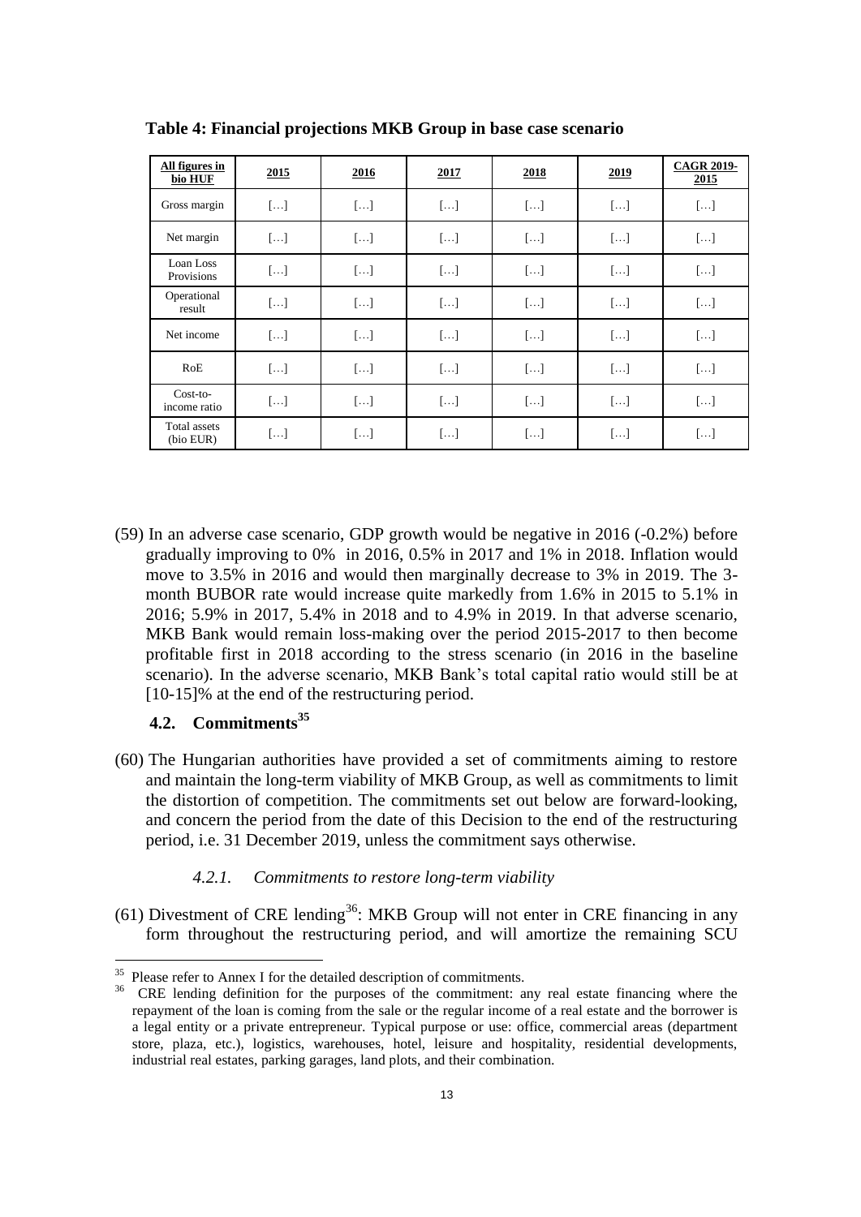**Table 4: Financial projections MKB Group in base case scenario**

| All figures in bio HUF | 2015 | 2016 | 2017 | 2018 | 2019 | CAGR 2019-2015 |
|---|---|---|---|---|---|---|
| Gross margin | […] | […] | […] | […] | […] | […] |
| Net margin | […] | […] | […] | […] | […] | […] |
| Loan Loss Provisions | […] | […] | […] | […] | […] | […] |
| Operational result | […] | […] | […] | […] | […] | […] |
| Net income | […] | […] | […] | […] | […] | […] |
| RoE | […] | […] | […] | […] | […] | […] |
| Cost-to-income ratio | […] | […] | […] | […] | […] | […] |
| Total assets (bio EUR) | […] | […] | […] | […] | […] | […] |

(59) In an adverse case scenario, GDP growth would be negative in 2016 (-0.2%) before gradually improving to 0% in 2016, 0.5% in 2017 and 1% in 2018. Inflation would move to 3.5% in 2016 and would then marginally decrease to 3% in 2019. The 3-month BUBOR rate would increase quite markedly from 1.6% in 2015 to 5.1% in 2016; 5.9% in 2017, 5.4% in 2018 and to 4.9% in 2019. In that adverse scenario, MKB Bank would remain loss-making over the period 2015-2017 to then become profitable first in 2018 according to the stress scenario (in 2016 in the baseline scenario). In the adverse scenario, MKB Bank's total capital ratio would still be at [10-15]% at the end of the restructuring period.

## 4.2. Commitments[35]

(60) The Hungarian authorities have provided a set of commitments aiming to restore and maintain the long-term viability of MKB Group, as well as commitments to limit the distortion of competition. The commitments set out below are forward-looking, and concern the period from the date of this Decision to the end of the restructuring period, i.e. 31 December 2019, unless the commitment says otherwise.

### *4.2.1. Commitments to restore long-term viability*

(61) Divestment of CRE lending[36]: MKB Group will not enter in CRE financing in any form throughout the restructuring period, and will amortize the remaining SCU

[35] Please refer to Annex I for the detailed description of commitments.

[36] CRE lending definition for the purposes of the commitment: any real estate financing where the repayment of the loan is coming from the sale or the regular income of a real estate and the borrower is a legal entity or a private entrepreneur. Typical purpose or use: office, commercial areas (department store, plaza, etc.), logistics, warehouses, hotel, leisure and hospitality, residential developments, industrial real estates, parking garages, land plots, and their combination.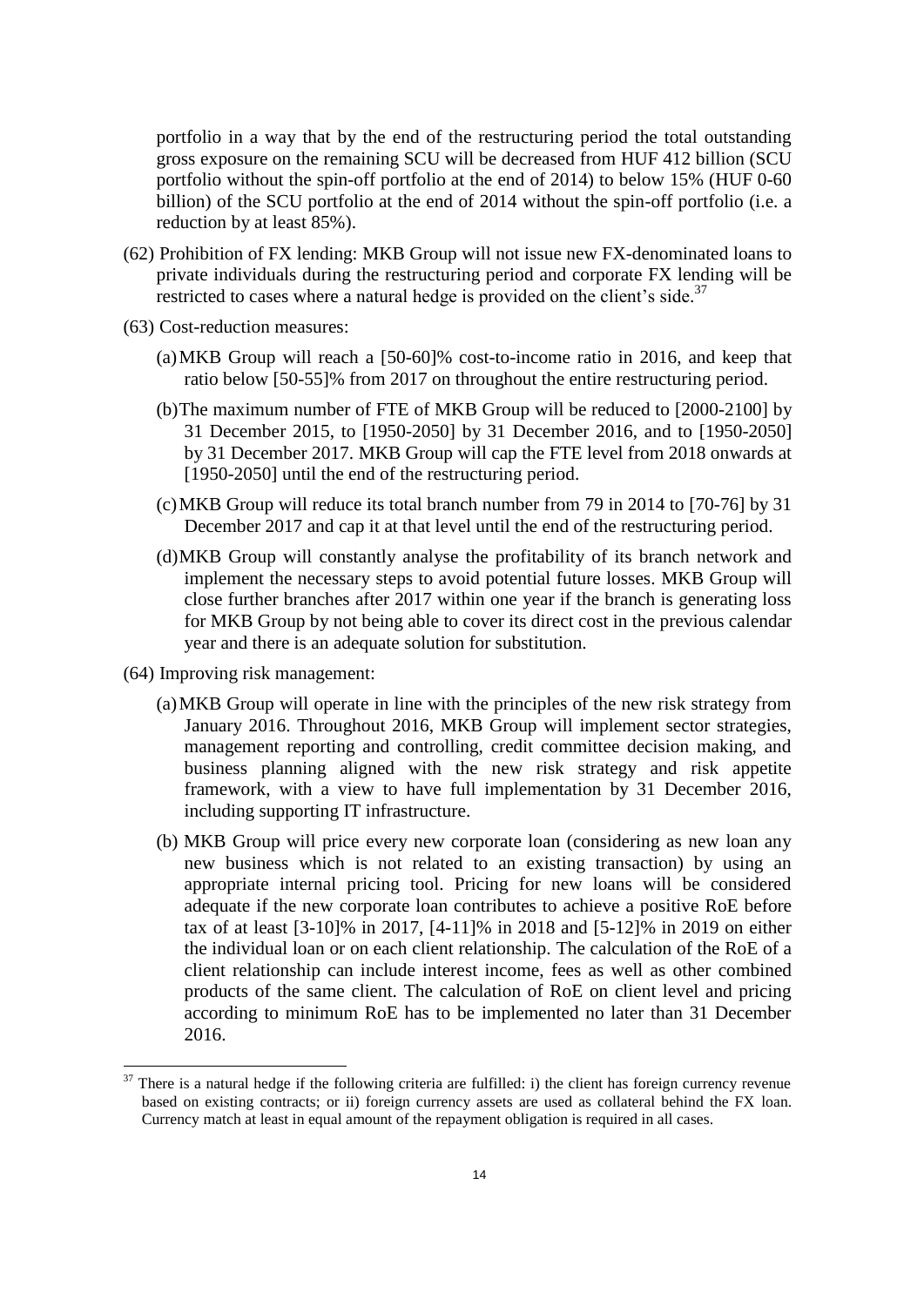portfolio in a way that by the end of the restructuring period the total outstanding gross exposure on the remaining SCU will be decreased from HUF 412 billion (SCU portfolio without the spin-off portfolio at the end of 2014) to below 15% (HUF 0-60 billion) of the SCU portfolio at the end of 2014 without the spin-off portfolio (i.e. a reduction by at least 85%).

(62) Prohibition of FX lending: MKB Group will not issue new FX-denominated loans to private individuals during the restructuring period and corporate FX lending will be restricted to cases where a natural hedge is provided on the client's side.[37]

(63) Cost-reduction measures:

(a) MKB Group will reach a [50-60]% cost-to-income ratio in 2016, and keep that ratio below [50-55]% from 2017 on throughout the entire restructuring period.

(b) The maximum number of FTE of MKB Group will be reduced to [2000-2100] by 31 December 2015, to [1950-2050] by 31 December 2016, and to [1950-2050] by 31 December 2017. MKB Group will cap the FTE level from 2018 onwards at [1950-2050] until the end of the restructuring period.

(c) MKB Group will reduce its total branch number from 79 in 2014 to [70-76] by 31 December 2017 and cap it at that level until the end of the restructuring period.

(d) MKB Group will constantly analyse the profitability of its branch network and implement the necessary steps to avoid potential future losses. MKB Group will close further branches after 2017 within one year if the branch is generating loss for MKB Group by not being able to cover its direct cost in the previous calendar year and there is an adequate solution for substitution.

(64) Improving risk management:

(a) MKB Group will operate in line with the principles of the new risk strategy from January 2016. Throughout 2016, MKB Group will implement sector strategies, management reporting and controlling, credit committee decision making, and business planning aligned with the new risk strategy and risk appetite framework, with a view to have full implementation by 31 December 2016, including supporting IT infrastructure.

(b) MKB Group will price every new corporate loan (considering as new loan any new business which is not related to an existing transaction) by using an appropriate internal pricing tool. Pricing for new loans will be considered adequate if the new corporate loan contributes to achieve a positive RoE before tax of at least [3-10]% in 2017, [4-11]% in 2018 and [5-12]% in 2019 on either the individual loan or on each client relationship. The calculation of the RoE of a client relationship can include interest income, fees as well as other combined products of the same client. The calculation of RoE on client level and pricing according to minimum RoE has to be implemented no later than 31 December 2016.

[37] There is a natural hedge if the following criteria are fulfilled: i) the client has foreign currency revenue based on existing contracts; or ii) foreign currency assets are used as collateral behind the FX loan. Currency match at least in equal amount of the repayment obligation is required in all cases.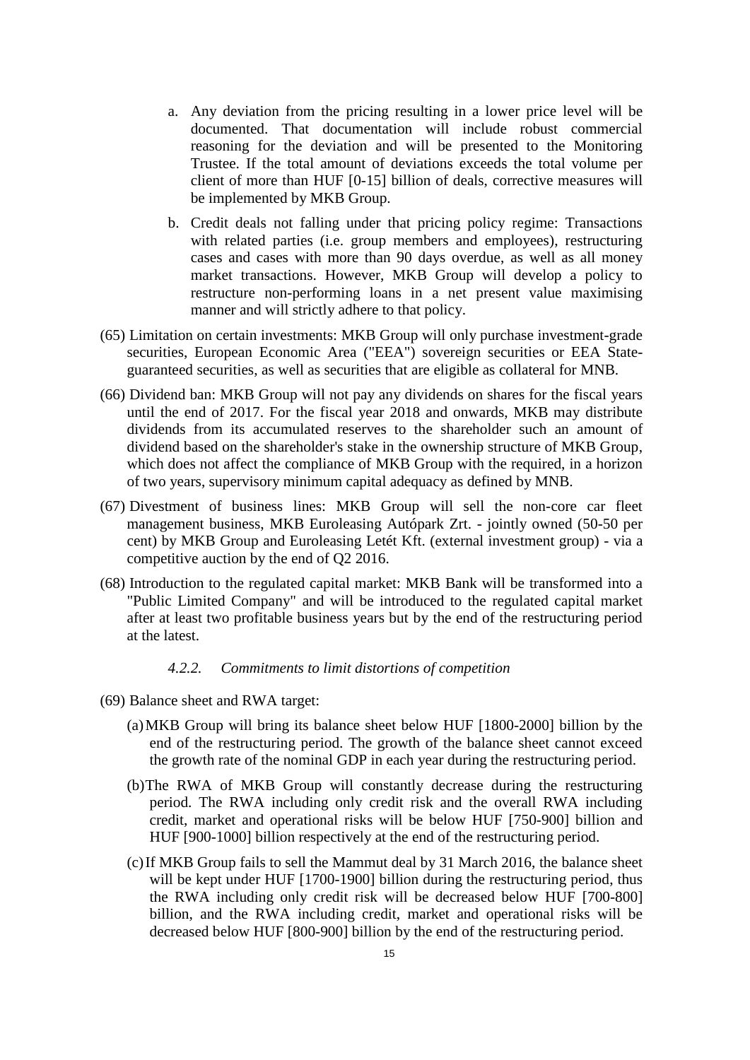a. Any deviation from the pricing resulting in a lower price level will be documented. That documentation will include robust commercial reasoning for the deviation and will be presented to the Monitoring Trustee. If the total amount of deviations exceeds the total volume per client of more than HUF [0-15] billion of deals, corrective measures will be implemented by MKB Group.

b. Credit deals not falling under that pricing policy regime: Transactions with related parties (i.e. group members and employees), restructuring cases and cases with more than 90 days overdue, as well as all money market transactions. However, MKB Group will develop a policy to restructure non-performing loans in a net present value maximising manner and will strictly adhere to that policy.

(65) Limitation on certain investments: MKB Group will only purchase investment-grade securities, European Economic Area ("EEA") sovereign securities or EEA State-guaranteed securities, as well as securities that are eligible as collateral for MNB.

(66) Dividend ban: MKB Group will not pay any dividends on shares for the fiscal years until the end of 2017. For the fiscal year 2018 and onwards, MKB may distribute dividends from its accumulated reserves to the shareholder such an amount of dividend based on the shareholder's stake in the ownership structure of MKB Group, which does not affect the compliance of MKB Group with the required, in a horizon of two years, supervisory minimum capital adequacy as defined by MNB.

(67) Divestment of business lines: MKB Group will sell the non-core car fleet management business, MKB Euroleasing Autópark Zrt. - jointly owned (50-50 per cent) by MKB Group and Euroleasing Letét Kft. (external investment group) - via a competitive auction by the end of Q2 2016.

(68) Introduction to the regulated capital market: MKB Bank will be transformed into a "Public Limited Company" and will be introduced to the regulated capital market after at least two profitable business years but by the end of the restructuring period at the latest.

#### *4.2.2. Commitments to limit distortions of competition*

(69) Balance sheet and RWA target:

(a) MKB Group will bring its balance sheet below HUF [1800-2000] billion by the end of the restructuring period. The growth of the balance sheet cannot exceed the growth rate of the nominal GDP in each year during the restructuring period.

(b) The RWA of MKB Group will constantly decrease during the restructuring period. The RWA including only credit risk and the overall RWA including credit, market and operational risks will be below HUF [750-900] billion and HUF [900-1000] billion respectively at the end of the restructuring period.

(c) If MKB Group fails to sell the Mammut deal by 31 March 2016, the balance sheet will be kept under HUF [1700-1900] billion during the restructuring period, thus the RWA including only credit risk will be decreased below HUF [700-800] billion, and the RWA including credit, market and operational risks will be decreased below HUF [800-900] billion by the end of the restructuring period.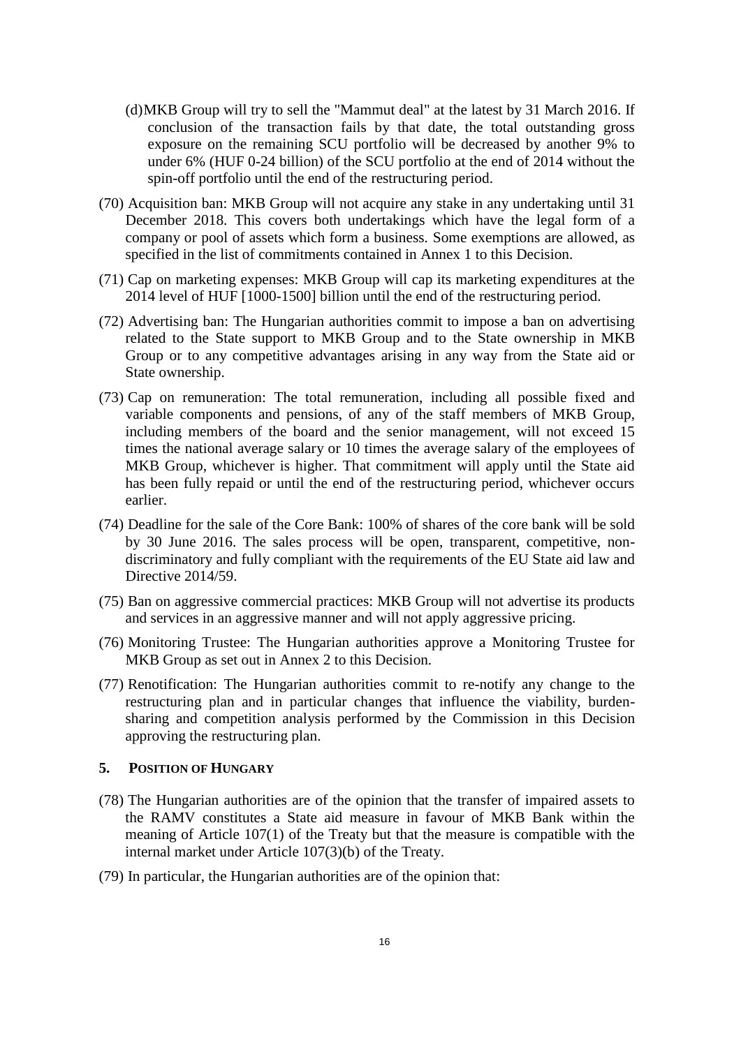(d) MKB Group will try to sell the "Mammut deal" at the latest by 31 March 2016. If conclusion of the transaction fails by that date, the total outstanding gross exposure on the remaining SCU portfolio will be decreased by another 9% to under 6% (HUF 0-24 billion) of the SCU portfolio at the end of 2014 without the spin-off portfolio until the end of the restructuring period.

(70) Acquisition ban: MKB Group will not acquire any stake in any undertaking until 31 December 2018. This covers both undertakings which have the legal form of a company or pool of assets which form a business. Some exemptions are allowed, as specified in the list of commitments contained in Annex 1 to this Decision.

(71) Cap on marketing expenses: MKB Group will cap its marketing expenditures at the 2014 level of HUF [1000-1500] billion until the end of the restructuring period.

(72) Advertising ban: The Hungarian authorities commit to impose a ban on advertising related to the State support to MKB Group and to the State ownership in MKB Group or to any competitive advantages arising in any way from the State aid or State ownership.

(73) Cap on remuneration: The total remuneration, including all possible fixed and variable components and pensions, of any of the staff members of MKB Group, including members of the board and the senior management, will not exceed 15 times the national average salary or 10 times the average salary of the employees of MKB Group, whichever is higher. That commitment will apply until the State aid has been fully repaid or until the end of the restructuring period, whichever occurs earlier.

(74) Deadline for the sale of the Core Bank: 100% of shares of the core bank will be sold by 30 June 2016. The sales process will be open, transparent, competitive, non-discriminatory and fully compliant with the requirements of the EU State aid law and Directive 2014/59.

(75) Ban on aggressive commercial practices: MKB Group will not advertise its products and services in an aggressive manner and will not apply aggressive pricing.

(76) Monitoring Trustee: The Hungarian authorities approve a Monitoring Trustee for MKB Group as set out in Annex 2 to this Decision.

(77) Renotification: The Hungarian authorities commit to re-notify any change to the restructuring plan and in particular changes that influence the viability, burden-sharing and competition analysis performed by the Commission in this Decision approving the restructuring plan.

## 5. Position of Hungary

(78) The Hungarian authorities are of the opinion that the transfer of impaired assets to the RAMV constitutes a State aid measure in favour of MKB Bank within the meaning of Article 107(1) of the Treaty but that the measure is compatible with the internal market under Article 107(3)(b) of the Treaty.

(79) In particular, the Hungarian authorities are of the opinion that: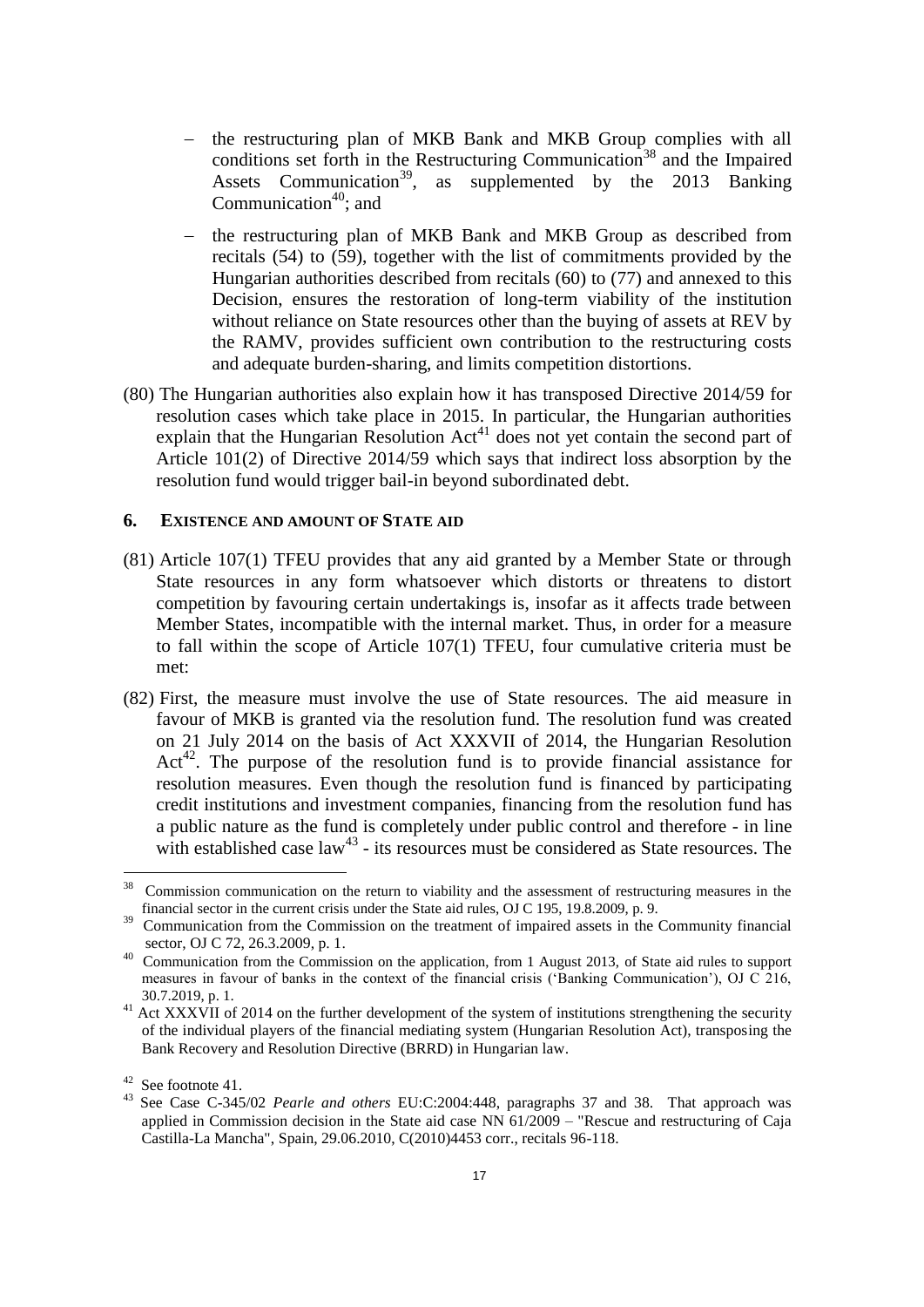- the restructuring plan of MKB Bank and MKB Group complies with all conditions set forth in the Restructuring Communication[38] and the Impaired Assets Communication[39], as supplemented by the 2013 Banking Communication[40]; and

- the restructuring plan of MKB Bank and MKB Group as described from recitals (54) to (59), together with the list of commitments provided by the Hungarian authorities described from recitals (60) to (77) and annexed to this Decision, ensures the restoration of long-term viability of the institution without reliance on State resources other than the buying of assets at REV by the RAMV, provides sufficient own contribution to the restructuring costs and adequate burden-sharing, and limits competition distortions.

(80) The Hungarian authorities also explain how it has transposed Directive 2014/59 for resolution cases which take place in 2015. In particular, the Hungarian authorities explain that the Hungarian Resolution Act[41] does not yet contain the second part of Article 101(2) of Directive 2014/59 which says that indirect loss absorption by the resolution fund would trigger bail-in beyond subordinated debt.

## 6. EXISTENCE AND AMOUNT OF STATE AID

(81) Article 107(1) TFEU provides that any aid granted by a Member State or through State resources in any form whatsoever which distorts or threatens to distort competition by favouring certain undertakings is, insofar as it affects trade between Member States, incompatible with the internal market. Thus, in order for a measure to fall within the scope of Article 107(1) TFEU, four cumulative criteria must be met:

(82) First, the measure must involve the use of State resources. The aid measure in favour of MKB is granted via the resolution fund. The resolution fund was created on 21 July 2014 on the basis of Act XXXVII of 2014, the Hungarian Resolution Act[42]. The purpose of the resolution fund is to provide financial assistance for resolution measures. Even though the resolution fund is financed by participating credit institutions and investment companies, financing from the resolution fund has a public nature as the fund is completely under public control and therefore - in line with established case law[43] - its resources must be considered as State resources. The

---

[38] Commission communication on the return to viability and the assessment of restructuring measures in the financial sector in the current crisis under the State aid rules, OJ C 195, 19.8.2009, p. 9.

[39] Communication from the Commission on the treatment of impaired assets in the Community financial sector, OJ C 72, 26.3.2009, p. 1.

[40] Communication from the Commission on the application, from 1 August 2013, of State aid rules to support measures in favour of banks in the context of the financial crisis ('Banking Communication'), OJ C 216, 30.7.2019, p. 1.

[41] Act XXXVII of 2014 on the further development of the system of institutions strengthening the security of the individual players of the financial mediating system (Hungarian Resolution Act), transposing the Bank Recovery and Resolution Directive (BRRD) in Hungarian law.

[42] See footnote 41.

[43] See Case C-345/02 *Pearle and others* EU:C:2004:448, paragraphs 37 and 38. That approach was applied in Commission decision in the State aid case NN 61/2009 – "Rescue and restructuring of Caja Castilla-La Mancha", Spain, 29.06.2010, C(2010)4453 corr., recitals 96-118.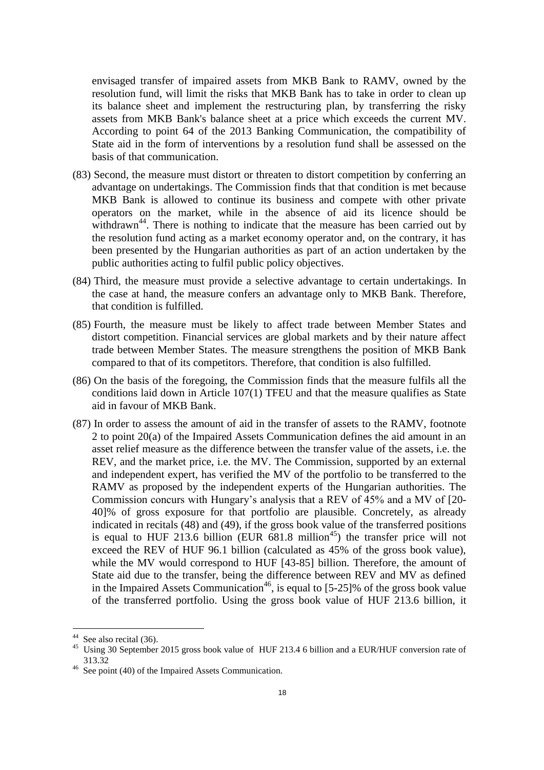envisaged transfer of impaired assets from MKB Bank to RAMV, owned by the resolution fund, will limit the risks that MKB Bank has to take in order to clean up its balance sheet and implement the restructuring plan, by transferring the risky assets from MKB Bank's balance sheet at a price which exceeds the current MV. According to point 64 of the 2013 Banking Communication, the compatibility of State aid in the form of interventions by a resolution fund shall be assessed on the basis of that communication.

(83) Second, the measure must distort or threaten to distort competition by conferring an advantage on undertakings. The Commission finds that that condition is met because MKB Bank is allowed to continue its business and compete with other private operators on the market, while in the absence of aid its licence should be withdrawn[44]. There is nothing to indicate that the measure has been carried out by the resolution fund acting as a market economy operator and, on the contrary, it has been presented by the Hungarian authorities as part of an action undertaken by the public authorities acting to fulfil public policy objectives.

(84) Third, the measure must provide a selective advantage to certain undertakings. In the case at hand, the measure confers an advantage only to MKB Bank. Therefore, that condition is fulfilled.

(85) Fourth, the measure must be likely to affect trade between Member States and distort competition. Financial services are global markets and by their nature affect trade between Member States. The measure strengthens the position of MKB Bank compared to that of its competitors. Therefore, that condition is also fulfilled.

(86) On the basis of the foregoing, the Commission finds that the measure fulfils all the conditions laid down in Article 107(1) TFEU and that the measure qualifies as State aid in favour of MKB Bank.

(87) In order to assess the amount of aid in the transfer of assets to the RAMV, footnote 2 to point 20(a) of the Impaired Assets Communication defines the aid amount in an asset relief measure as the difference between the transfer value of the assets, i.e. the REV, and the market price, i.e. the MV. The Commission, supported by an external and independent expert, has verified the MV of the portfolio to be transferred to the RAMV as proposed by the independent experts of the Hungarian authorities. The Commission concurs with Hungary's analysis that a REV of 45% and a MV of [20-40]% of gross exposure for that portfolio are plausible. Concretely, as already indicated in recitals (48) and (49), if the gross book value of the transferred positions is equal to HUF 213.6 billion (EUR 681.8 million[45]) the transfer price will not exceed the REV of HUF 96.1 billion (calculated as 45% of the gross book value), while the MV would correspond to HUF [43-85] billion. Therefore, the amount of State aid due to the transfer, being the difference between REV and MV as defined in the Impaired Assets Communication[46], is equal to [5-25]% of the gross book value of the transferred portfolio. Using the gross book value of HUF 213.6 billion, it

[44] See also recital (36).

[45] Using 30 September 2015 gross book value of HUF 213.4 6 billion and a EUR/HUF conversion rate of 313.32

[46] See point (40) of the Impaired Assets Communication.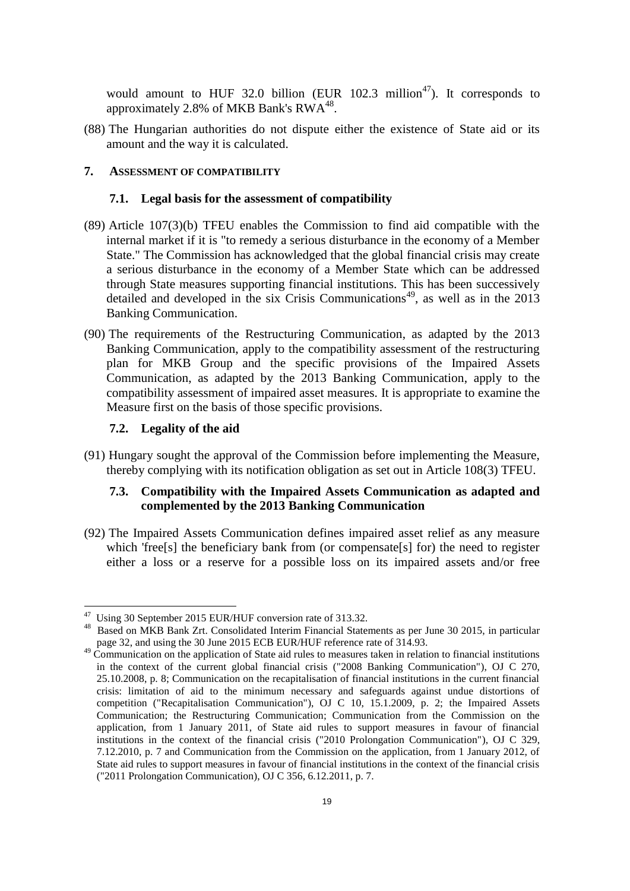would amount to HUF 32.0 billion (EUR 102.3 million[47]). It corresponds to approximately 2.8% of MKB Bank's RWA[48].

(88) The Hungarian authorities do not dispute either the existence of State aid or its amount and the way it is calculated.

## 7. ASSESSMENT OF COMPATIBILITY

### 7.1. Legal basis for the assessment of compatibility

(89) Article 107(3)(b) TFEU enables the Commission to find aid compatible with the internal market if it is "to remedy a serious disturbance in the economy of a Member State." The Commission has acknowledged that the global financial crisis may create a serious disturbance in the economy of a Member State which can be addressed through State measures supporting financial institutions. This has been successively detailed and developed in the six Crisis Communications[49], as well as in the 2013 Banking Communication.

(90) The requirements of the Restructuring Communication, as adapted by the 2013 Banking Communication, apply to the compatibility assessment of the restructuring plan for MKB Group and the specific provisions of the Impaired Assets Communication, as adapted by the 2013 Banking Communication, apply to the compatibility assessment of impaired asset measures. It is appropriate to examine the Measure first on the basis of those specific provisions.

### 7.2. Legality of the aid

(91) Hungary sought the approval of the Commission before implementing the Measure, thereby complying with its notification obligation as set out in Article 108(3) TFEU.

### 7.3. Compatibility with the Impaired Assets Communication as adapted and complemented by the 2013 Banking Communication

(92) The Impaired Assets Communication defines impaired asset relief as any measure which 'free[s] the beneficiary bank from (or compensate[s] for) the need to register either a loss or a reserve for a possible loss on its impaired assets and/or free

---

[47] Using 30 September 2015 EUR/HUF conversion rate of 313.32.

[48] Based on MKB Bank Zrt. Consolidated Interim Financial Statements as per June 30 2015, in particular page 32, and using the 30 June 2015 ECB EUR/HUF reference rate of 314.93.

[49] Communication on the application of State aid rules to measures taken in relation to financial institutions in the context of the current global financial crisis ("2008 Banking Communication"), OJ C 270, 25.10.2008, p. 8; Communication on the recapitalisation of financial institutions in the current financial crisis: limitation of aid to the minimum necessary and safeguards against undue distortions of competition ("Recapitalisation Communication"), OJ C 10, 15.1.2009, p. 2; the Impaired Assets Communication; the Restructuring Communication; Communication from the Commission on the application, from 1 January 2011, of State aid rules to support measures in favour of financial institutions in the context of the financial crisis ("2010 Prolongation Communication"), OJ C 329, 7.12.2010, p. 7 and Communication from the Commission on the application, from 1 January 2012, of State aid rules to support measures in favour of financial institutions in the context of the financial crisis ("2011 Prolongation Communication), OJ C 356, 6.12.2011, p. 7.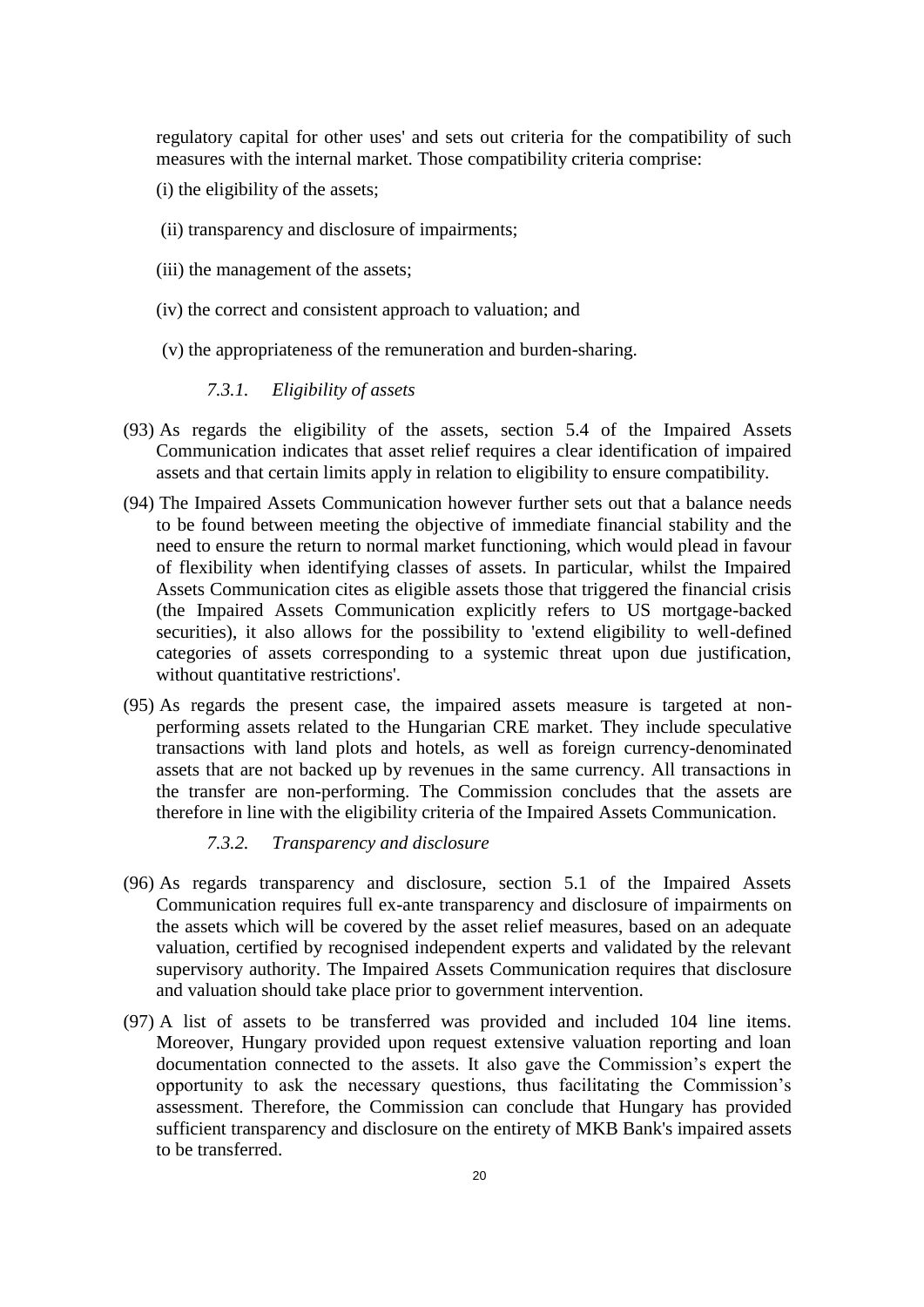regulatory capital for other uses' and sets out criteria for the compatibility of such measures with the internal market. Those compatibility criteria comprise:

(i) the eligibility of the assets;

(ii) transparency and disclosure of impairments;

(iii) the management of the assets;

(iv) the correct and consistent approach to valuation; and

(v) the appropriateness of the remuneration and burden-sharing.

#### *7.3.1. Eligibility of assets*

(93) As regards the eligibility of the assets, section 5.4 of the Impaired Assets Communication indicates that asset relief requires a clear identification of impaired assets and that certain limits apply in relation to eligibility to ensure compatibility.

(94) The Impaired Assets Communication however further sets out that a balance needs to be found between meeting the objective of immediate financial stability and the need to ensure the return to normal market functioning, which would plead in favour of flexibility when identifying classes of assets. In particular, whilst the Impaired Assets Communication cites as eligible assets those that triggered the financial crisis (the Impaired Assets Communication explicitly refers to US mortgage-backed securities), it also allows for the possibility to 'extend eligibility to well-defined categories of assets corresponding to a systemic threat upon due justification, without quantitative restrictions'.

(95) As regards the present case, the impaired assets measure is targeted at non-performing assets related to the Hungarian CRE market. They include speculative transactions with land plots and hotels, as well as foreign currency-denominated assets that are not backed up by revenues in the same currency. All transactions in the transfer are non-performing. The Commission concludes that the assets are therefore in line with the eligibility criteria of the Impaired Assets Communication.

#### *7.3.2. Transparency and disclosure*

(96) As regards transparency and disclosure, section 5.1 of the Impaired Assets Communication requires full ex-ante transparency and disclosure of impairments on the assets which will be covered by the asset relief measures, based on an adequate valuation, certified by recognised independent experts and validated by the relevant supervisory authority. The Impaired Assets Communication requires that disclosure and valuation should take place prior to government intervention.

(97) A list of assets to be transferred was provided and included 104 line items. Moreover, Hungary provided upon request extensive valuation reporting and loan documentation connected to the assets. It also gave the Commission's expert the opportunity to ask the necessary questions, thus facilitating the Commission's assessment. Therefore, the Commission can conclude that Hungary has provided sufficient transparency and disclosure on the entirety of MKB Bank's impaired assets to be transferred.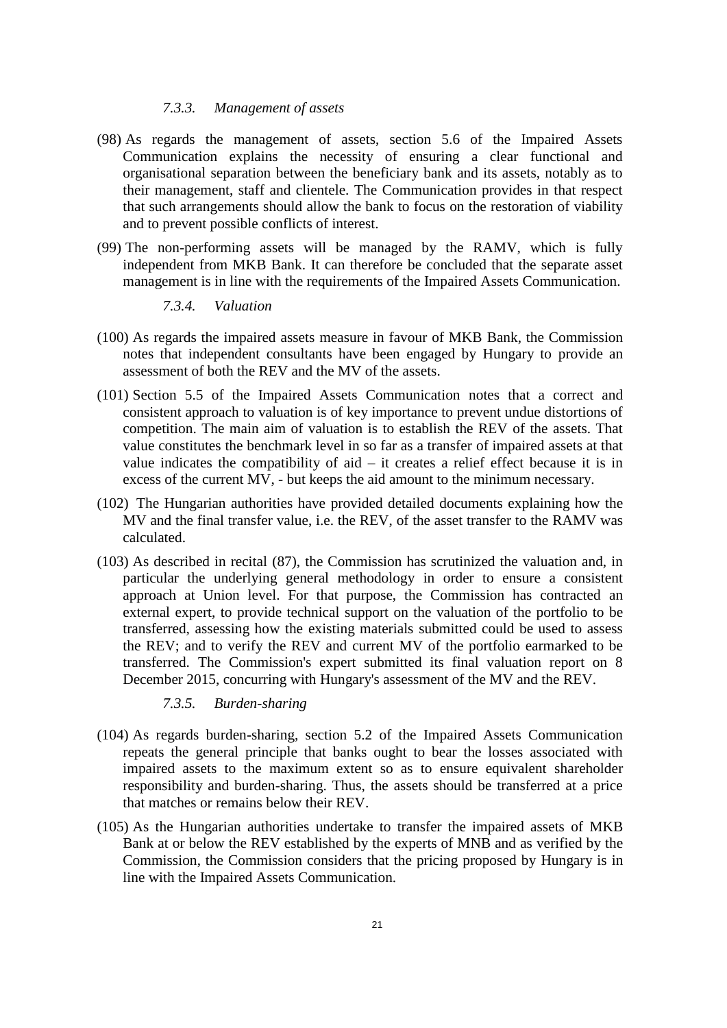#### *7.3.3. Management of assets*

(98) As regards the management of assets, section 5.6 of the Impaired Assets Communication explains the necessity of ensuring a clear functional and organisational separation between the beneficiary bank and its assets, notably as to their management, staff and clientele. The Communication provides in that respect that such arrangements should allow the bank to focus on the restoration of viability and to prevent possible conflicts of interest.

(99) The non-performing assets will be managed by the RAMV, which is fully independent from MKB Bank. It can therefore be concluded that the separate asset management is in line with the requirements of the Impaired Assets Communication.

#### *7.3.4. Valuation*

(100) As regards the impaired assets measure in favour of MKB Bank, the Commission notes that independent consultants have been engaged by Hungary to provide an assessment of both the REV and the MV of the assets.

(101) Section 5.5 of the Impaired Assets Communication notes that a correct and consistent approach to valuation is of key importance to prevent undue distortions of competition. The main aim of valuation is to establish the REV of the assets. That value constitutes the benchmark level in so far as a transfer of impaired assets at that value indicates the compatibility of aid – it creates a relief effect because it is in excess of the current MV, - but keeps the aid amount to the minimum necessary.

(102) The Hungarian authorities have provided detailed documents explaining how the MV and the final transfer value, i.e. the REV, of the asset transfer to the RAMV was calculated.

(103) As described in recital (87), the Commission has scrutinized the valuation and, in particular the underlying general methodology in order to ensure a consistent approach at Union level. For that purpose, the Commission has contracted an external expert, to provide technical support on the valuation of the portfolio to be transferred, assessing how the existing materials submitted could be used to assess the REV; and to verify the REV and current MV of the portfolio earmarked to be transferred. The Commission's expert submitted its final valuation report on 8 December 2015, concurring with Hungary's assessment of the MV and the REV.

#### *7.3.5. Burden-sharing*

(104) As regards burden-sharing, section 5.2 of the Impaired Assets Communication repeats the general principle that banks ought to bear the losses associated with impaired assets to the maximum extent so as to ensure equivalent shareholder responsibility and burden-sharing. Thus, the assets should be transferred at a price that matches or remains below their REV.

(105) As the Hungarian authorities undertake to transfer the impaired assets of MKB Bank at or below the REV established by the experts of MNB and as verified by the Commission, the Commission considers that the pricing proposed by Hungary is in line with the Impaired Assets Communication.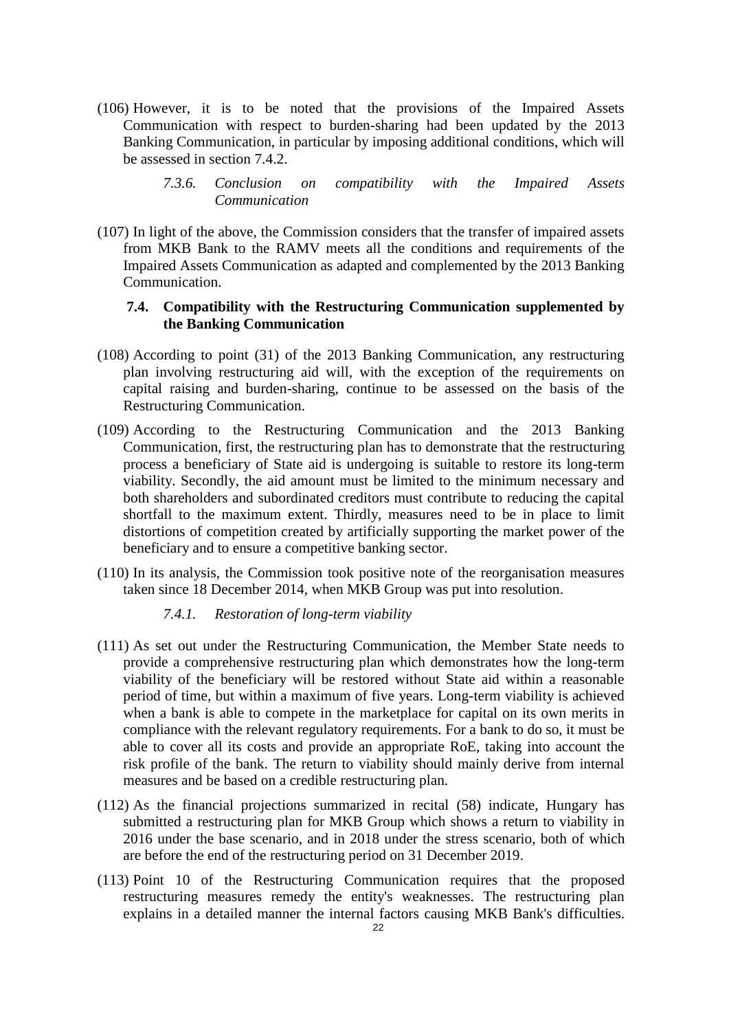(106) However, it is to be noted that the provisions of the Impaired Assets Communication with respect to burden-sharing had been updated by the 2013 Banking Communication, in particular by imposing additional conditions, which will be assessed in section 7.4.2.

#### *7.3.6. Conclusion on compatibility with the Impaired Assets Communication*

(107) In light of the above, the Commission considers that the transfer of impaired assets from MKB Bank to the RAMV meets all the conditions and requirements of the Impaired Assets Communication as adapted and complemented by the 2013 Banking Communication.

### 7.4. Compatibility with the Restructuring Communication supplemented by the Banking Communication

(108) According to point (31) of the 2013 Banking Communication, any restructuring plan involving restructuring aid will, with the exception of the requirements on capital raising and burden-sharing, continue to be assessed on the basis of the Restructuring Communication.

(109) According to the Restructuring Communication and the 2013 Banking Communication, first, the restructuring plan has to demonstrate that the restructuring process a beneficiary of State aid is undergoing is suitable to restore its long-term viability. Secondly, the aid amount must be limited to the minimum necessary and both shareholders and subordinated creditors must contribute to reducing the capital shortfall to the maximum extent. Thirdly, measures need to be in place to limit distortions of competition created by artificially supporting the market power of the beneficiary and to ensure a competitive banking sector.

(110) In its analysis, the Commission took positive note of the reorganisation measures taken since 18 December 2014, when MKB Group was put into resolution.

#### *7.4.1. Restoration of long-term viability*

(111) As set out under the Restructuring Communication, the Member State needs to provide a comprehensive restructuring plan which demonstrates how the long-term viability of the beneficiary will be restored without State aid within a reasonable period of time, but within a maximum of five years. Long-term viability is achieved when a bank is able to compete in the marketplace for capital on its own merits in compliance with the relevant regulatory requirements. For a bank to do so, it must be able to cover all its costs and provide an appropriate RoE, taking into account the risk profile of the bank. The return to viability should mainly derive from internal measures and be based on a credible restructuring plan.

(112) As the financial projections summarized in recital (58) indicate, Hungary has submitted a restructuring plan for MKB Group which shows a return to viability in 2016 under the base scenario, and in 2018 under the stress scenario, both of which are before the end of the restructuring period on 31 December 2019.

(113) Point 10 of the Restructuring Communication requires that the proposed restructuring measures remedy the entity's weaknesses. The restructuring plan explains in a detailed manner the internal factors causing MKB Bank's difficulties.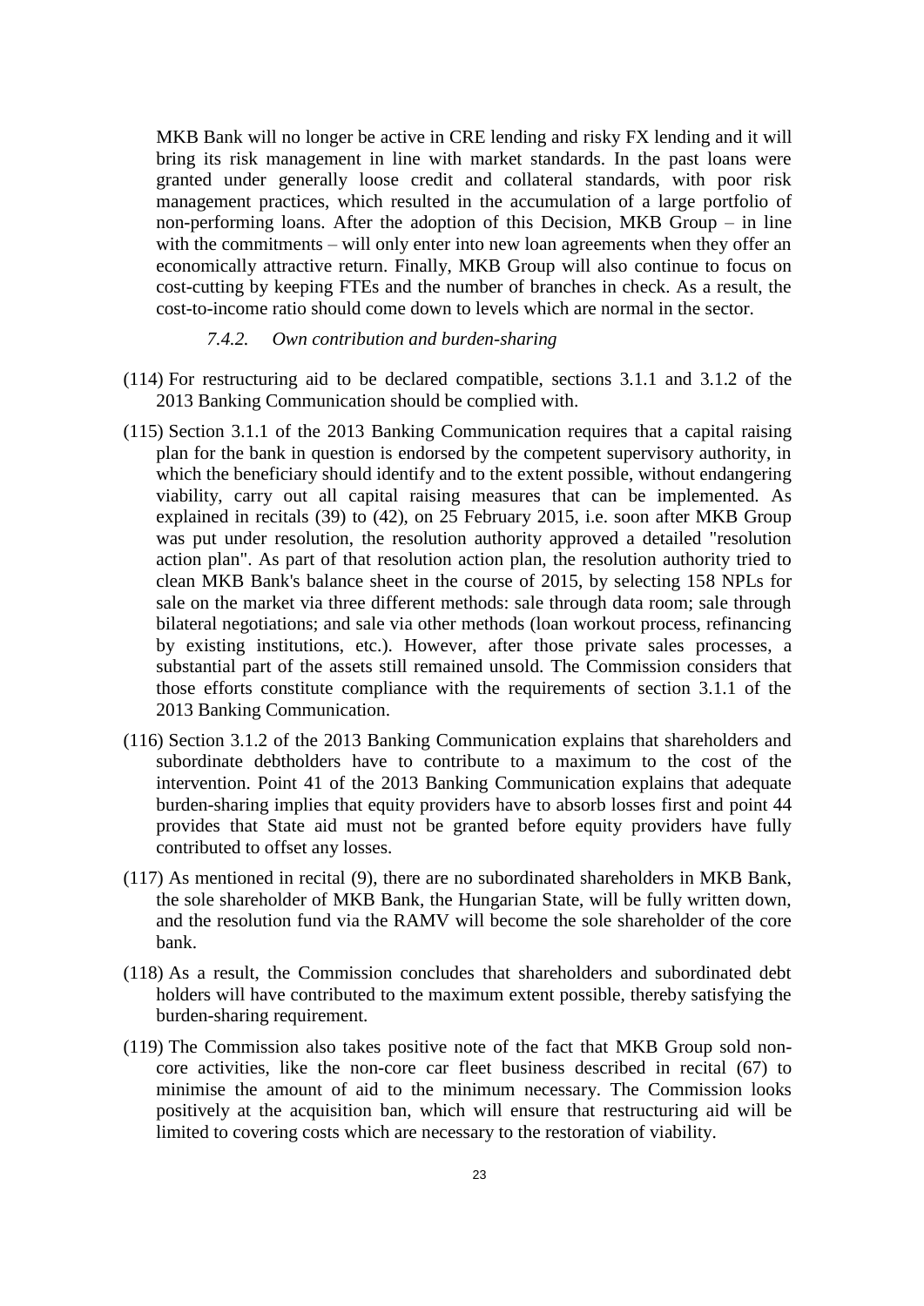MKB Bank will no longer be active in CRE lending and risky FX lending and it will bring its risk management in line with market standards. In the past loans were granted under generally loose credit and collateral standards, with poor risk management practices, which resulted in the accumulation of a large portfolio of non-performing loans. After the adoption of this Decision, MKB Group – in line with the commitments – will only enter into new loan agreements when they offer an economically attractive return. Finally, MKB Group will also continue to focus on cost-cutting by keeping FTEs and the number of branches in check. As a result, the cost-to-income ratio should come down to levels which are normal in the sector.

#### *7.4.2. Own contribution and burden-sharing*

(114) For restructuring aid to be declared compatible, sections 3.1.1 and 3.1.2 of the 2013 Banking Communication should be complied with.

(115) Section 3.1.1 of the 2013 Banking Communication requires that a capital raising plan for the bank in question is endorsed by the competent supervisory authority, in which the beneficiary should identify and to the extent possible, without endangering viability, carry out all capital raising measures that can be implemented. As explained in recitals (39) to (42), on 25 February 2015, i.e. soon after MKB Group was put under resolution, the resolution authority approved a detailed "resolution action plan". As part of that resolution action plan, the resolution authority tried to clean MKB Bank's balance sheet in the course of 2015, by selecting 158 NPLs for sale on the market via three different methods: sale through data room; sale through bilateral negotiations; and sale via other methods (loan workout process, refinancing by existing institutions, etc.). However, after those private sales processes, a substantial part of the assets still remained unsold. The Commission considers that those efforts constitute compliance with the requirements of section 3.1.1 of the 2013 Banking Communication.

(116) Section 3.1.2 of the 2013 Banking Communication explains that shareholders and subordinate debtholders have to contribute to a maximum to the cost of the intervention. Point 41 of the 2013 Banking Communication explains that adequate burden-sharing implies that equity providers have to absorb losses first and point 44 provides that State aid must not be granted before equity providers have fully contributed to offset any losses.

(117) As mentioned in recital (9), there are no subordinated shareholders in MKB Bank, the sole shareholder of MKB Bank, the Hungarian State, will be fully written down, and the resolution fund via the RAMV will become the sole shareholder of the core bank.

(118) As a result, the Commission concludes that shareholders and subordinated debt holders will have contributed to the maximum extent possible, thereby satisfying the burden-sharing requirement.

(119) The Commission also takes positive note of the fact that MKB Group sold non-core activities, like the non-core car fleet business described in recital (67) to minimise the amount of aid to the minimum necessary. The Commission looks positively at the acquisition ban, which will ensure that restructuring aid will be limited to covering costs which are necessary to the restoration of viability.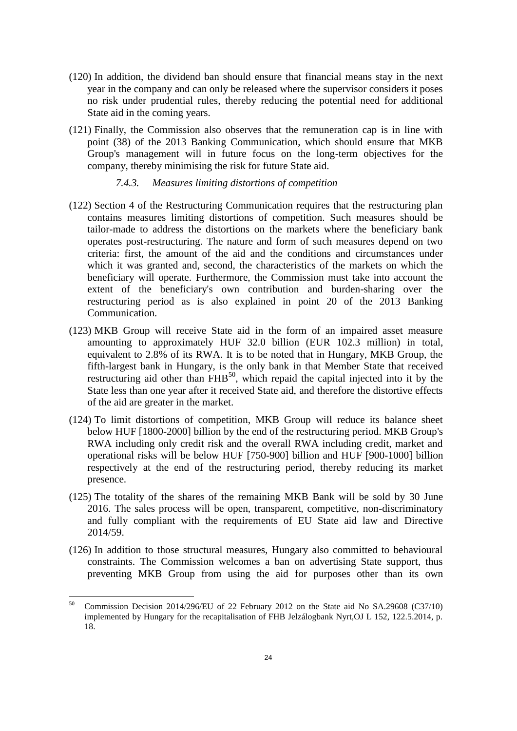(120) In addition, the dividend ban should ensure that financial means stay in the next year in the company and can only be released where the supervisor considers it poses no risk under prudential rules, thereby reducing the potential need for additional State aid in the coming years.

(121) Finally, the Commission also observes that the remuneration cap is in line with point (38) of the 2013 Banking Communication, which should ensure that MKB Group's management will in future focus on the long-term objectives for the company, thereby minimising the risk for future State aid.

### *7.4.3. Measures limiting distortions of competition*

(122) Section 4 of the Restructuring Communication requires that the restructuring plan contains measures limiting distortions of competition. Such measures should be tailor-made to address the distortions on the markets where the beneficiary bank operates post-restructuring. The nature and form of such measures depend on two criteria: first, the amount of the aid and the conditions and circumstances under which it was granted and, second, the characteristics of the markets on which the beneficiary will operate. Furthermore, the Commission must take into account the extent of the beneficiary's own contribution and burden-sharing over the restructuring period as is also explained in point 20 of the 2013 Banking Communication.

(123) MKB Group will receive State aid in the form of an impaired asset measure amounting to approximately HUF 32.0 billion (EUR 102.3 million) in total, equivalent to 2.8% of its RWA. It is to be noted that in Hungary, MKB Group, the fifth-largest bank in Hungary, is the only bank in that Member State that received restructuring aid other than FHB[50], which repaid the capital injected into it by the State less than one year after it received State aid, and therefore the distortive effects of the aid are greater in the market.

(124) To limit distortions of competition, MKB Group will reduce its balance sheet below HUF [1800-2000] billion by the end of the restructuring period. MKB Group's RWA including only credit risk and the overall RWA including credit, market and operational risks will be below HUF [750-900] billion and HUF [900-1000] billion respectively at the end of the restructuring period, thereby reducing its market presence.

(125) The totality of the shares of the remaining MKB Bank will be sold by 30 June 2016. The sales process will be open, transparent, competitive, non-discriminatory and fully compliant with the requirements of EU State aid law and Directive 2014/59.

(126) In addition to those structural measures, Hungary also committed to behavioural constraints. The Commission welcomes a ban on advertising State support, thus preventing MKB Group from using the aid for purposes other than its own

---

[50] Commission Decision 2014/296/EU of 22 February 2012 on the State aid No SA.29608 (C37/10) implemented by Hungary for the recapitalisation of FHB Jelzálogbank Nyrt,OJ L 152, 122.5.2014, p. 18.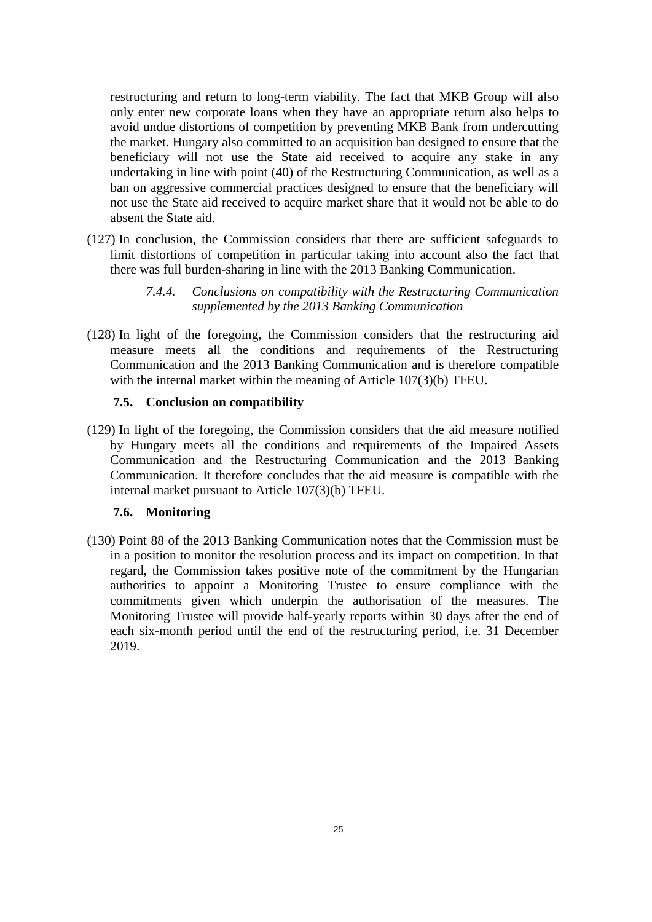restructuring and return to long-term viability. The fact that MKB Group will also only enter new corporate loans when they have an appropriate return also helps to avoid undue distortions of competition by preventing MKB Bank from undercutting the market. Hungary also committed to an acquisition ban designed to ensure that the beneficiary will not use the State aid received to acquire any stake in any undertaking in line with point (40) of the Restructuring Communication, as well as a ban on aggressive commercial practices designed to ensure that the beneficiary will not use the State aid received to acquire market share that it would not be able to do absent the State aid.

(127) In conclusion, the Commission considers that there are sufficient safeguards to limit distortions of competition in particular taking into account also the fact that there was full burden-sharing in line with the 2013 Banking Communication.

#### *7.4.4. Conclusions on compatibility with the Restructuring Communication supplemented by the 2013 Banking Communication*

(128) In light of the foregoing, the Commission considers that the restructuring aid measure meets all the conditions and requirements of the Restructuring Communication and the 2013 Banking Communication and is therefore compatible with the internal market within the meaning of Article 107(3)(b) TFEU.

### 7.5. Conclusion on compatibility

(129) In light of the foregoing, the Commission considers that the aid measure notified by Hungary meets all the conditions and requirements of the Impaired Assets Communication and the Restructuring Communication and the 2013 Banking Communication. It therefore concludes that the aid measure is compatible with the internal market pursuant to Article 107(3)(b) TFEU.

### 7.6. Monitoring

(130) Point 88 of the 2013 Banking Communication notes that the Commission must be in a position to monitor the resolution process and its impact on competition. In that regard, the Commission takes positive note of the commitment by the Hungarian authorities to appoint a Monitoring Trustee to ensure compliance with the commitments given which underpin the authorisation of the measures. The Monitoring Trustee will provide half-yearly reports within 30 days after the end of each six-month period until the end of the restructuring period, i.e. 31 December 2019.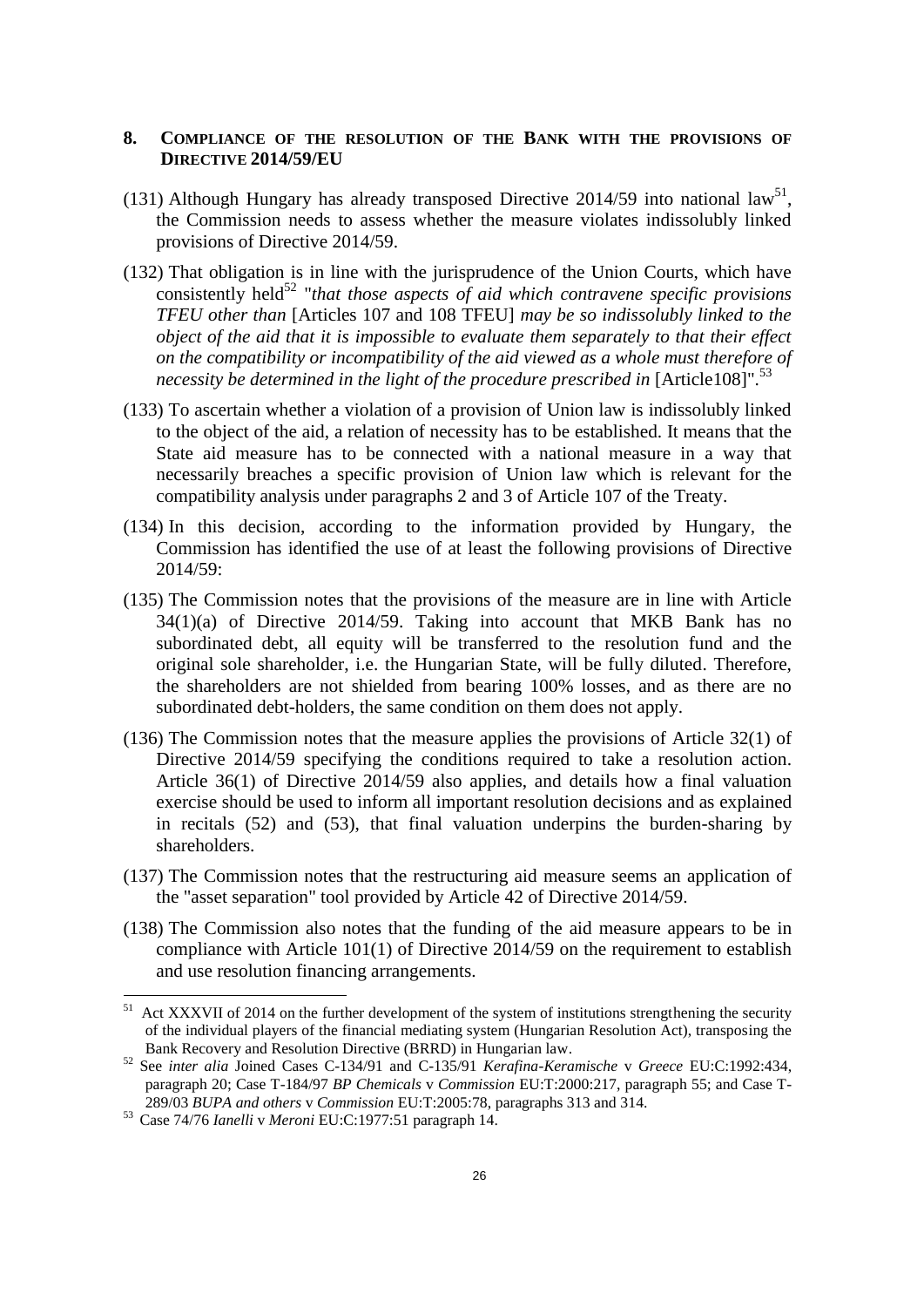## 8. COMPLIANCE OF THE RESOLUTION OF THE BANK WITH THE PROVISIONS OF DIRECTIVE 2014/59/EU

(131) Although Hungary has already transposed Directive 2014/59 into national law[51], the Commission needs to assess whether the measure violates indissolubly linked provisions of Directive 2014/59.

(132) That obligation is in line with the jurisprudence of the Union Courts, which have consistently held[52] "*that those aspects of aid which contravene specific provisions TFEU other than* [Articles 107 and 108 TFEU] *may be so indissolubly linked to the object of the aid that it is impossible to evaluate them separately to that their effect on the compatibility or incompatibility of the aid viewed as a whole must therefore of necessity be determined in the light of the procedure prescribed in* [Article108]".[53]

(133) To ascertain whether a violation of a provision of Union law is indissolubly linked to the object of the aid, a relation of necessity has to be established. It means that the State aid measure has to be connected with a national measure in a way that necessarily breaches a specific provision of Union law which is relevant for the compatibility analysis under paragraphs 2 and 3 of Article 107 of the Treaty.

(134) In this decision, according to the information provided by Hungary, the Commission has identified the use of at least the following provisions of Directive 2014/59:

(135) The Commission notes that the provisions of the measure are in line with Article 34(1)(a) of Directive 2014/59. Taking into account that MKB Bank has no subordinated debt, all equity will be transferred to the resolution fund and the original sole shareholder, i.e. the Hungarian State, will be fully diluted. Therefore, the shareholders are not shielded from bearing 100% losses, and as there are no subordinated debt-holders, the same condition on them does not apply.

(136) The Commission notes that the measure applies the provisions of Article 32(1) of Directive 2014/59 specifying the conditions required to take a resolution action. Article 36(1) of Directive 2014/59 also applies, and details how a final valuation exercise should be used to inform all important resolution decisions and as explained in recitals (52) and (53), that final valuation underpins the burden-sharing by shareholders.

(137) The Commission notes that the restructuring aid measure seems an application of the "asset separation" tool provided by Article 42 of Directive 2014/59.

(138) The Commission also notes that the funding of the aid measure appears to be in compliance with Article 101(1) of Directive 2014/59 on the requirement to establish and use resolution financing arrangements.

---

[51] Act XXXVII of 2014 on the further development of the system of institutions strengthening the security of the individual players of the financial mediating system (Hungarian Resolution Act), transposing the Bank Recovery and Resolution Directive (BRRD) in Hungarian law.

[52] See *inter alia* Joined Cases C-134/91 and C-135/91 *Kerafina-Keramische* v *Greece* EU:C:1992:434, paragraph 20; Case T-184/97 *BP Chemicals* v *Commission* EU:T:2000:217, paragraph 55; and Case T-289/03 *BUPA and others* v *Commission* EU:T:2005:78, paragraphs 313 and 314.

[53] Case 74/76 *Ianelli* v *Meroni* EU:C:1977:51 paragraph 14.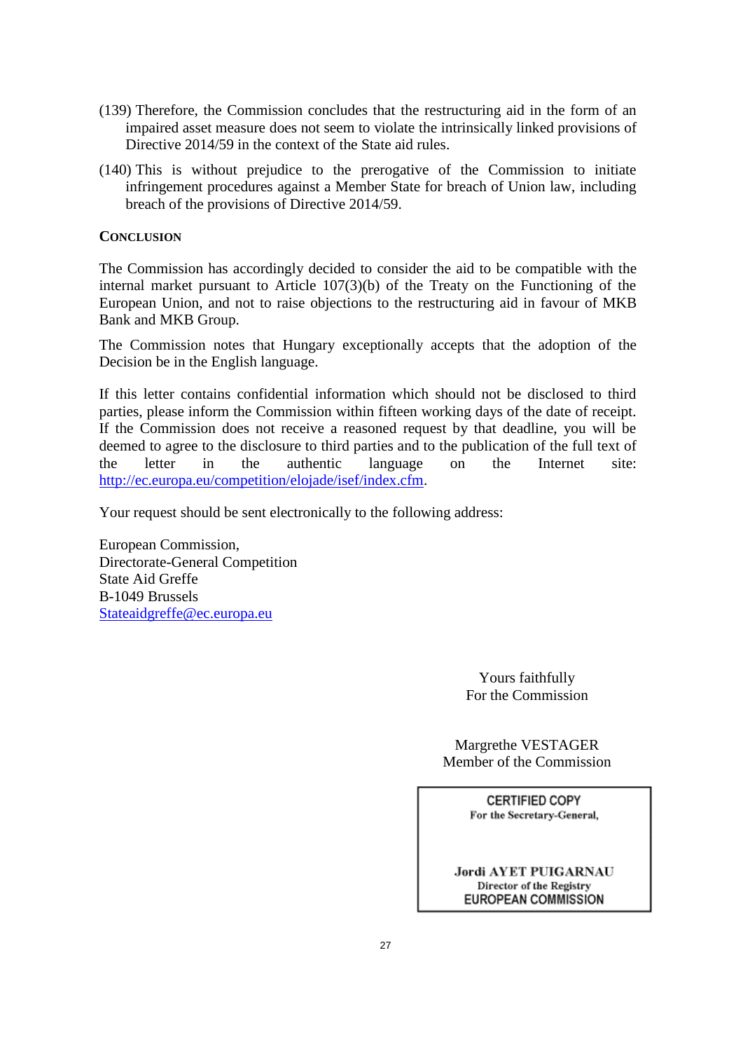(139) Therefore, the Commission concludes that the restructuring aid in the form of an impaired asset measure does not seem to violate the intrinsically linked provisions of Directive 2014/59 in the context of the State aid rules.

(140) This is without prejudice to the prerogative of the Commission to initiate infringement procedures against a Member State for breach of Union law, including breach of the provisions of Directive 2014/59.

**CONCLUSION**

The Commission has accordingly decided to consider the aid to be compatible with the internal market pursuant to Article 107(3)(b) of the Treaty on the Functioning of the European Union, and not to raise objections to the restructuring aid in favour of MKB Bank and MKB Group.

The Commission notes that Hungary exceptionally accepts that the adoption of the Decision be in the English language.

If this letter contains confidential information which should not be disclosed to third parties, please inform the Commission within fifteen working days of the date of receipt. If the Commission does not receive a reasoned request by that deadline, you will be deemed to agree to the disclosure to third parties and to the publication of the full text of the letter in the authentic language on the Internet site: http://ec.europa.eu/competition/elojade/isef/index.cfm.

Your request should be sent electronically to the following address:

European Commission,
Directorate-General Competition
State Aid Greffe
B-1049 Brussels
Stateaidgreffe@ec.europa.eu

Yours faithfully
For the Commission

Margrethe VESTAGER
Member of the Commission

CERTIFIED COPY
For the Secretary-General,

Jordi AYET PUIGARNAU
Director of the Registry
EUROPEAN COMMISSION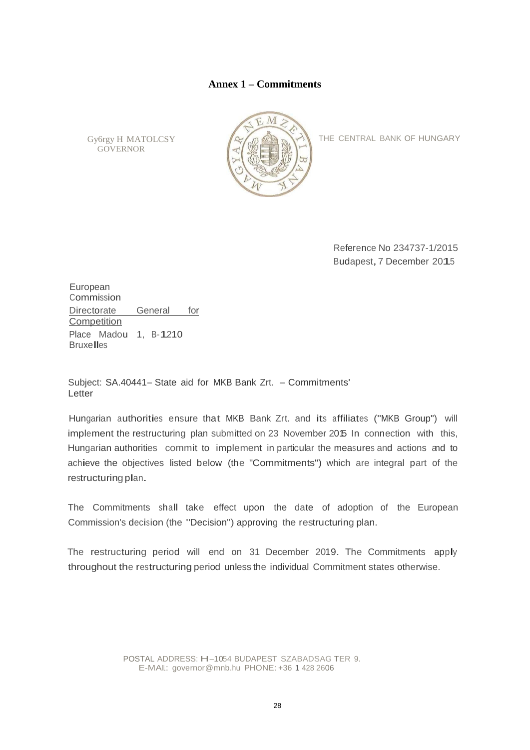**Annex 1 – Commitments**

Gy6rgy H MATOLCSY
GOVERNOR

THE CENTRAL BANK OF HUNGARY

Reference No 234737-1/2015
Budapest, 7 December 2015

European Commission
Directorate General for Competition
Place Madou 1, B-1210
Bruxelles

Subject: SA.40441– State aid for MKB Bank Zrt. – Commitments' Letter

Hungarian authorities ensure that MKB Bank Zrt. and its affiliates ("MKB Group") will implement the restructuring plan submitted on 23 November 2015. In connection with this, Hungarian authorities commit to implement in particular the measures and actions and to achieve the objectives listed below (the "Commitments") which are integral part of the restructuring plan.

The Commitments shall take effect upon the date of adoption of the European Commission's decision (the "Decision") approving the restructuring plan.

The restructuring period will end on 31 December 2019. The Commitments apply throughout the restructuring period unless the individual Commitment states otherwise.

POSTAL ADDRESS: H–1054 BUDAPEST SZABADSAG TER 9.
E-MAIL: governor@mnb.hu PHONE: +36 1 428 2606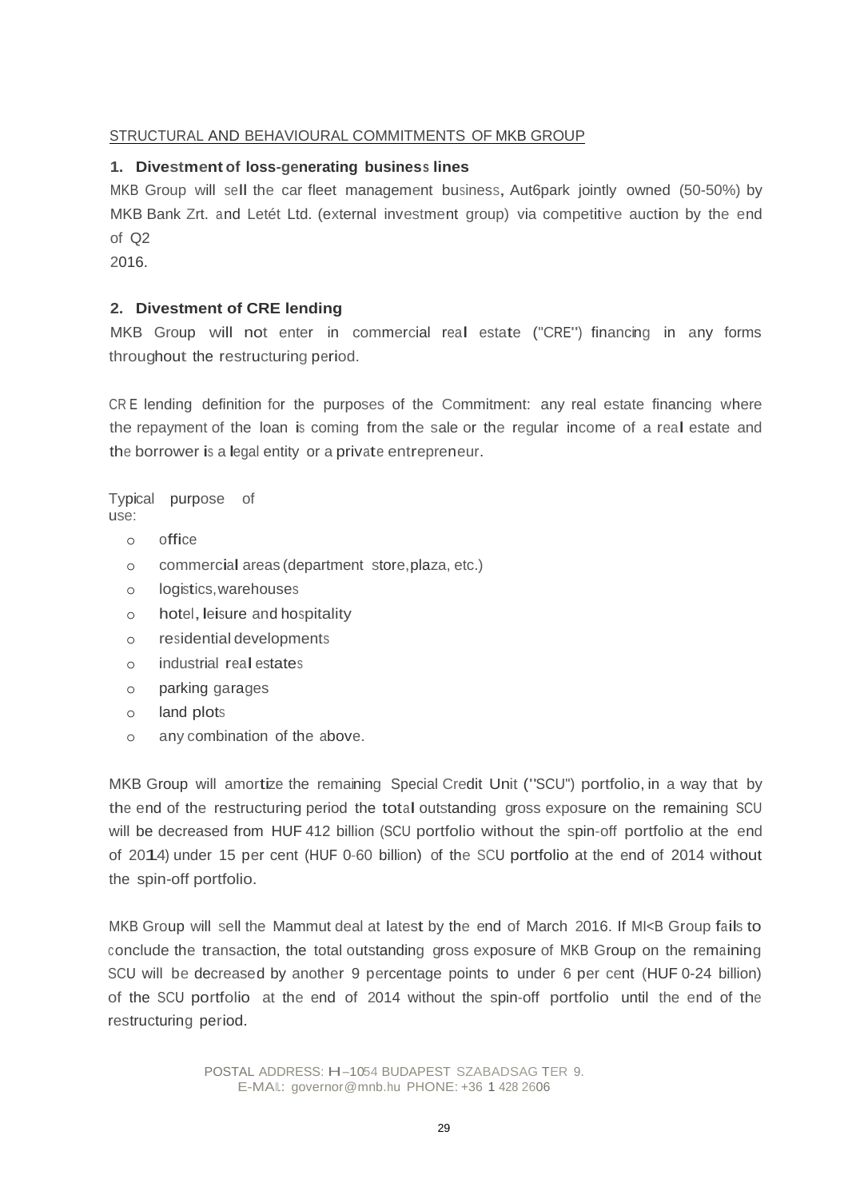STRUCTURAL AND BEHAVIOURAL COMMITMENTS OF MKB GROUP

**1. Divestment of loss-generating business lines**

MKB Group will sell the car fleet management business, Aut6park jointly owned (50-50%) by MKB Bank Zrt. and Letét Ltd. (external investment group) via competitive auction by the end of Q2 2016.

**2. Divestment of CRE lending**

MKB Group will not enter in commercial real estate ("CRE") financing in any forms throughout the restructuring period.

CRE lending definition for the purposes of the Commitment: any real estate financing where the repayment of the loan is coming from the sale or the regular income of a real estate and the borrower is a legal entity or a private entrepreneur.

Typical purpose of use:

- office
- commercial areas (department store, plaza, etc.)
- logistics, warehouses
- hotel, leisure and hospitality
- residential developments
- industrial real estates
- parking garages
- land plots
- any combination of the above.

MKB Group will amortize the remaining Special Credit Unit ("SCU") portfolio, in a way that by the end of the restructuring period the total outstanding gross exposure on the remaining SCU will be decreased from HUF 412 billion (SCU portfolio without the spin-off portfolio at the end of 2014) under 15 per cent (HUF 0-60 billion) of the SCU portfolio at the end of 2014 without the spin-off portfolio.

MKB Group will sell the Mammut deal at latest by the end of March 2016. If MKB Group fails to conclude the transaction, the total outstanding gross exposure of MKB Group on the remaining SCU will be decreased by another 9 percentage points to under 6 per cent (HUF 0-24 billion) of the SCU portfolio at the end of 2014 without the spin-off portfolio until the end of the restructuring period.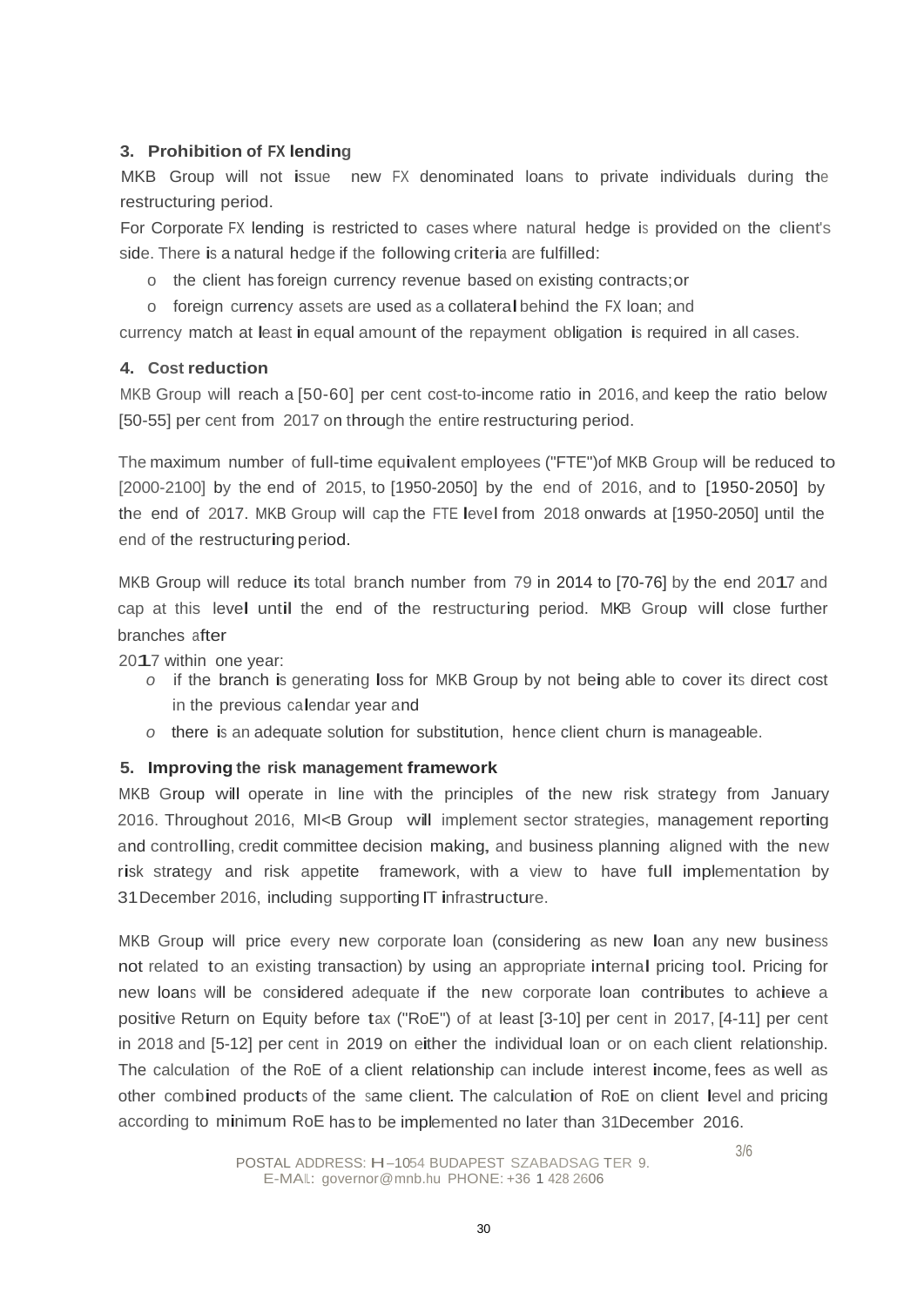### 3. Prohibition of FX lending

MKB Group will not issue new FX denominated loans to private individuals during the restructuring period.

For Corporate FX lending is restricted to cases where natural hedge is provided on the client's side. There is a natural hedge if the following criteria are fulfilled:

- the client has foreign currency revenue based on existing contracts; or
- foreign currency assets are used as a collateral behind the FX loan; and

currency match at least in equal amount of the repayment obligation is required in all cases.

### 4. Cost reduction

MKB Group will reach a [50-60] per cent cost-to-income ratio in 2016, and keep the ratio below [50-55] per cent from 2017 on through the entire restructuring period.

The maximum number of full-time equivalent employees ("FTE") of MKB Group will be reduced to [2000-2100] by the end of 2015, to [1950-2050] by the end of 2016, and to [1950-2050] by the end of 2017. MKB Group will cap the FTE level from 2018 onwards at [1950-2050] until the end of the restructuring period.

MKB Group will reduce its total branch number from 79 in 2014 to [70-76] by the end 2017 and cap at this level until the end of the restructuring period. MKB Group will close further branches after 2017 within one year:

- *o* if the branch is generating loss for MKB Group by not being able to cover its direct cost in the previous calendar year and
- *o* there is an adequate solution for substitution, hence client churn is manageable.

### 5. Improving the risk management framework

MKB Group will operate in line with the principles of the new risk strategy from January 2016. Throughout 2016, MI<B Group will implement sector strategies, management reporting and controlling, credit committee decision making, and business planning aligned with the new risk strategy and risk appetite framework, with a view to have full implementation by 31 December 2016, including supporting IT infrastructure.

MKB Group will price every new corporate loan (considering as new loan any new business not related to an existing transaction) by using an appropriate internal pricing tool. Pricing for new loans will be considered adequate if the new corporate loan contributes to achieve a positive Return on Equity before tax ("RoE") of at least [3-10] per cent in 2017, [4-11] per cent in 2018 and [5-12] per cent in 2019 on either the individual loan or on each client relationship. The calculation of the RoE of a client relationship can include interest income, fees as well as other combined products of the same client. The calculation of RoE on client level and pricing according to minimum RoE has to be implemented no later than 31 December 2016.

POSTAL ADDRESS: H–1054 BUDAPEST SZABADSAG TER 9.
E-MAIL: governor@mnb.hu PHONE: +36 1 428 2606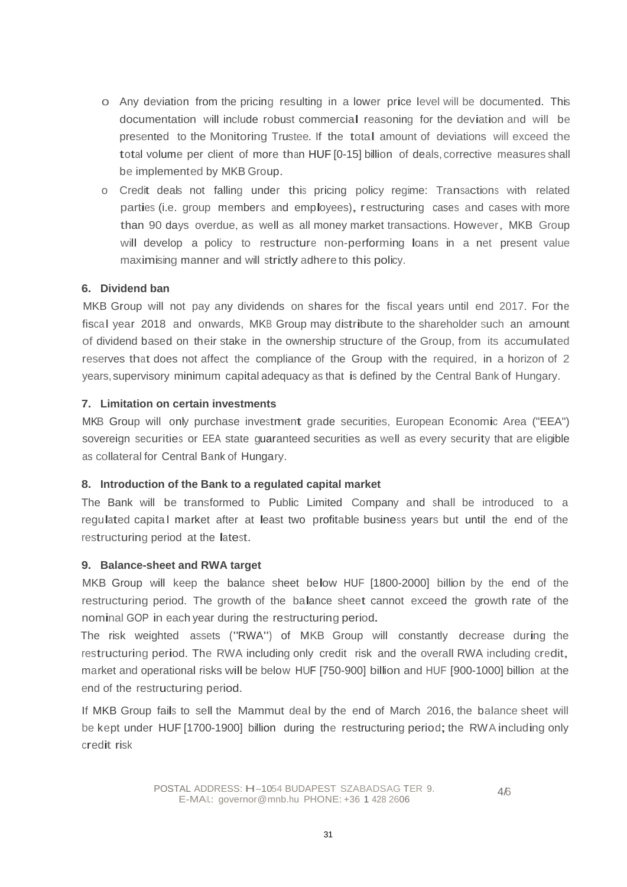- Any deviation from the pricing resulting in a lower price level will be documented. This documentation will include robust commercial reasoning for the deviation and will be presented to the Monitoring Trustee. If the total amount of deviations will exceed the total volume per client of more than HUF [0-15] billion of deals, corrective measures shall be implemented by MKB Group.
- Credit deals not falling under this pricing policy regime: Transactions with related parties (i.e. group members and employees), restructuring cases and cases with more than 90 days overdue, as well as all money market transactions. However, MKB Group will develop a policy to restructure non-performing loans in a net present value maximising manner and will strictly adhere to this policy.

### 6. Dividend ban

MKB Group will not pay any dividends on shares for the fiscal years until end 2017. For the fiscal year 2018 and onwards, MKB Group may distribute to the shareholder such an amount of dividend based on their stake in the ownership structure of the Group, from its accumulated reserves that does not affect the compliance of the Group with the required, in a horizon of 2 years, supervisory minimum capital adequacy as that is defined by the Central Bank of Hungary.

### 7. Limitation on certain investments

MKB Group will only purchase investment grade securities, European Economic Area ("EEA") sovereign securities or EEA state guaranteed securities as well as every security that are eligible as collateral for Central Bank of Hungary.

### 8. Introduction of the Bank to a regulated capital market

The Bank will be transformed to Public Limited Company and shall be introduced to a regulated capital market after at least two profitable business years but until the end of the restructuring period at the latest.

### 9. Balance-sheet and RWA target

MKB Group will keep the balance sheet below HUF [1800-2000] billion by the end of the restructuring period. The growth of the balance sheet cannot exceed the growth rate of the nominal GOP in each year during the restructuring period.

The risk weighted assets ("RWA") of MKB Group will constantly decrease during the restructuring period. The RWA including only credit risk and the overall RWA including credit, market and operational risks will be below HUF [750-900] billion and HUF [900-1000] billion at the end of the restructuring period.

If MKB Group fails to sell the Mammut deal by the end of March 2016, the balance sheet will be kept under HUF [1700-1900] billion during the restructuring period; the RWA including only credit risk

POSTAL ADDRESS: H-1054 BUDAPEST SZABADSAG TER 9.
E-MAIL: governor@mnb.hu PHONE: +36 1 428 2606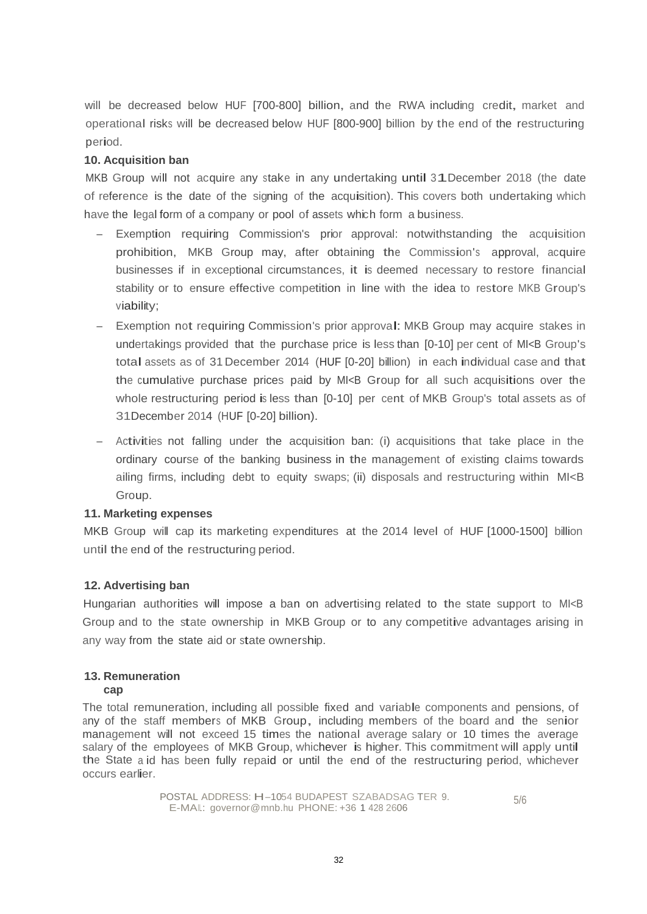will be decreased below HUF [700-800] billion, and the RWA including credit, market and operational risks will be decreased below HUF [800-900] billion by the end of the restructuring period.

**10. Acquisition ban**

MKB Group will not acquire any stake in any undertaking until 31 December 2018 (the date of reference is the date of the signing of the acquisition). This covers both undertaking which have the legal form of a company or pool of assets which form a business.

- Exemption requiring Commission's prior approval: notwithstanding the acquisition prohibition, MKB Group may, after obtaining the Commission's approval, acquire businesses if in exceptional circumstances, it is deemed necessary to restore financial stability or to ensure effective competition in line with the idea to restore MKB Group's viability;
- Exemption not requiring Commission's prior approval: MKB Group may acquire stakes in undertakings provided that the purchase price is less than [0-10] per cent of MI<B Group's total assets as of 31 December 2014 (HUF [0-20] billion) in each individual case and that the cumulative purchase prices paid by MI<B Group for all such acquisitions over the whole restructuring period is less than [0-10] per cent of MKB Group's total assets as of 31 December 2014 (HUF [0-20] billion).
- Activities not falling under the acquisition ban: (i) acquisitions that take place in the ordinary course of the banking business in the management of existing claims towards ailing firms, including debt to equity swaps; (ii) disposals and restructuring within MI<B Group.

**11. Marketing expenses**

MKB Group will cap its marketing expenditures at the 2014 level of HUF [1000-1500] billion until the end of the restructuring period.

**12. Advertising ban**

Hungarian authorities will impose a ban on advertising related to the state support to MI<B Group and to the state ownership in MKB Group or to any competitive advantages arising in any way from the state aid or state ownership.

**13. Remuneration cap**

The total remuneration, including all possible fixed and variable components and pensions, of any of the staff members of MKB Group, including members of the board and the senior management will not exceed 15 times the national average salary or 10 times the average salary of the employees of MKB Group, whichever is higher. This commitment will apply until the State aid has been fully repaid or until the end of the restructuring period, whichever occurs earlier.

POSTAL ADDRESS: H–1054 BUDAPEST SZABADSAG TER 9.
E-MAIL: governor@mnb.hu PHONE: +36 1 428 2606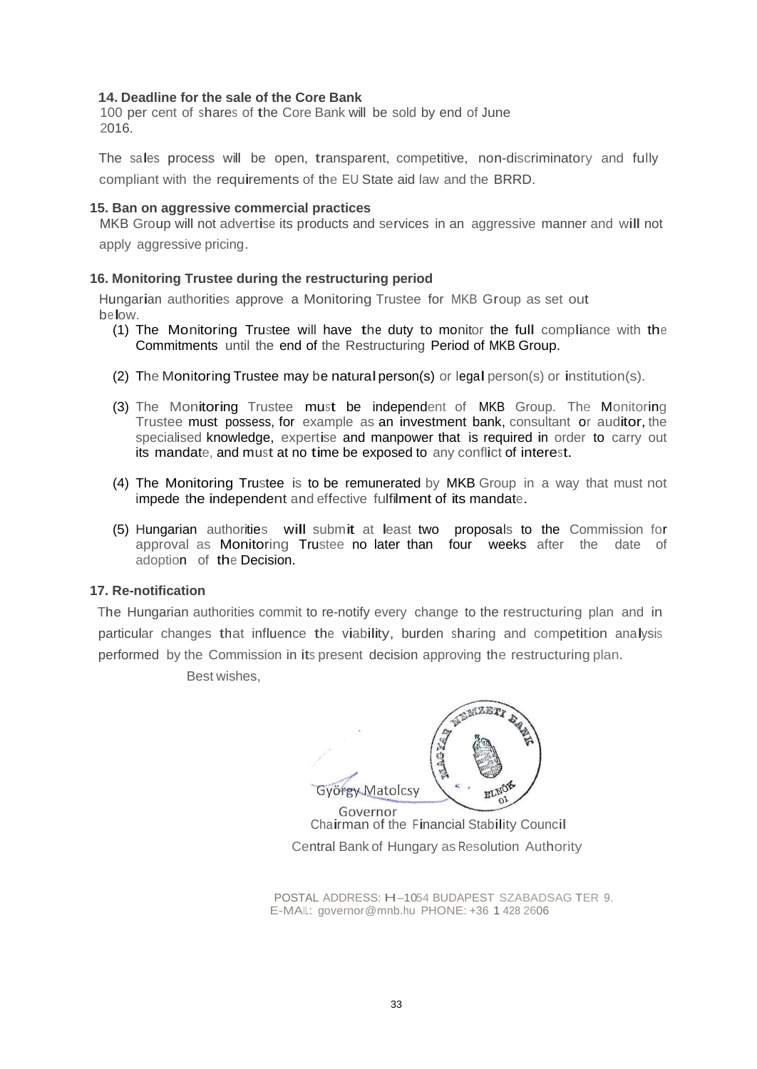### 14. Deadline for the sale of the Core Bank

100 per cent of shares of the Core Bank will be sold by end of June 2016.

The sales process will be open, transparent, competitive, non-discriminatory and fully compliant with the requirements of the EU State aid law and the BRRD.

### 15. Ban on aggressive commercial practices

MKB Group will not advertise its products and services in an aggressive manner and will not apply aggressive pricing.

### 16. Monitoring Trustee during the restructuring period

Hungarian authorities approve a Monitoring Trustee for MKB Group as set out below.

(1) The Monitoring Trustee will have the duty to monitor the full compliance with the Commitments until the end of the Restructuring Period of MKB Group.

(2) The Monitoring Trustee may be natural person(s) or legal person(s) or institution(s).

(3) The Monitoring Trustee must be independent of MKB Group. The Monitoring Trustee must possess, for example as an investment bank, consultant or auditor, the specialised knowledge, expertise and manpower that is required in order to carry out its mandate, and must at no time be exposed to any conflict of interest.

(4) The Monitoring Trustee is to be remunerated by MKB Group in a way that must not impede the independent and effective fulfilment of its mandate.

(5) Hungarian authorities will submit at least two proposals to the Commission for approval as Monitoring Trustee no later than four weeks after the date of adoption of the Decision.

### 17. Re-notification

The Hungarian authorities commit to re-notify every change to the restructuring plan and in particular changes that influence the viability, burden sharing and competition analysis performed by the Commission in its present decision approving the restructuring plan.

Best wishes,

György Matolcsy

Governor

Chairman of the Financial Stability Council

Central Bank of Hungary as Resolution Authority

POSTAL ADDRESS: H–1054 BUDAPEST SZABADSAG TER 9.
E-MAIL: governor@mnb.hu PHONE: +36 1 428 2606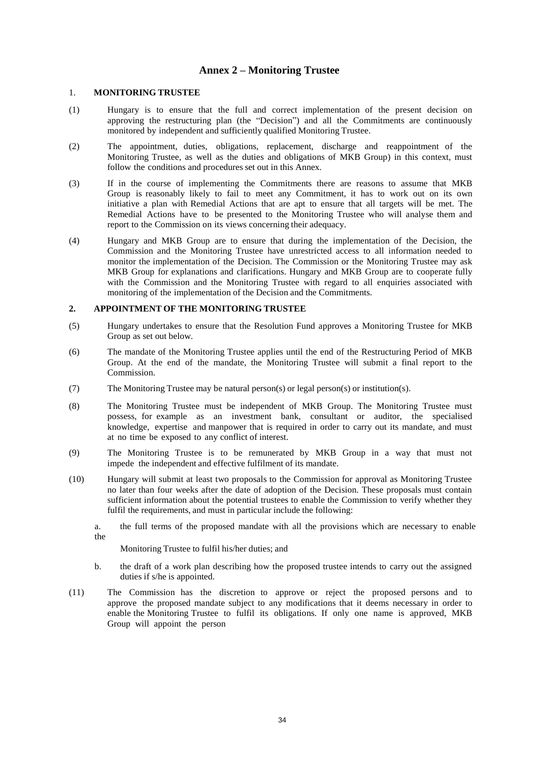# Annex 2 – Monitoring Trustee

## 1. MONITORING TRUSTEE

(1) Hungary is to ensure that the full and correct implementation of the present decision on approving the restructuring plan (the "Decision") and all the Commitments are continuously monitored by independent and sufficiently qualified Monitoring Trustee.

(2) The appointment, duties, obligations, replacement, discharge and reappointment of the Monitoring Trustee, as well as the duties and obligations of MKB Group) in this context, must follow the conditions and procedures set out in this Annex.

(3) If in the course of implementing the Commitments there are reasons to assume that MKB Group is reasonably likely to fail to meet any Commitment, it has to work out on its own initiative a plan with Remedial Actions that are apt to ensure that all targets will be met. The Remedial Actions have to be presented to the Monitoring Trustee who will analyse them and report to the Commission on its views concerning their adequacy.

(4) Hungary and MKB Group are to ensure that during the implementation of the Decision, the Commission and the Monitoring Trustee have unrestricted access to all information needed to monitor the implementation of the Decision. The Commission or the Monitoring Trustee may ask MKB Group for explanations and clarifications. Hungary and MKB Group are to cooperate fully with the Commission and the Monitoring Trustee with regard to all enquiries associated with monitoring of the implementation of the Decision and the Commitments.

## 2. APPOINTMENT OF THE MONITORING TRUSTEE

(5) Hungary undertakes to ensure that the Resolution Fund approves a Monitoring Trustee for MKB Group as set out below.

(6) The mandate of the Monitoring Trustee applies until the end of the Restructuring Period of MKB Group. At the end of the mandate, the Monitoring Trustee will submit a final report to the Commission.

(7) The Monitoring Trustee may be natural person(s) or legal person(s) or institution(s).

(8) The Monitoring Trustee must be independent of MKB Group. The Monitoring Trustee must possess, for example as an investment bank, consultant or auditor, the specialised knowledge, expertise and manpower that is required in order to carry out its mandate, and must at no time be exposed to any conflict of interest.

(9) The Monitoring Trustee is to be remunerated by MKB Group in a way that must not impede the independent and effective fulfilment of its mandate.

(10) Hungary will submit at least two proposals to the Commission for approval as Monitoring Trustee no later than four weeks after the date of adoption of the Decision. These proposals must contain sufficient information about the potential trustees to enable the Commission to verify whether they fulfil the requirements, and must in particular include the following:

a. the full terms of the proposed mandate with all the provisions which are necessary to enable the Monitoring Trustee to fulfil his/her duties; and

b. the draft of a work plan describing how the proposed trustee intends to carry out the assigned duties if s/he is appointed.

(11) The Commission has the discretion to approve or reject the proposed persons and to approve the proposed mandate subject to any modifications that it deems necessary in order to enable the Monitoring Trustee to fulfil its obligations. If only one name is approved, MKB Group will appoint the person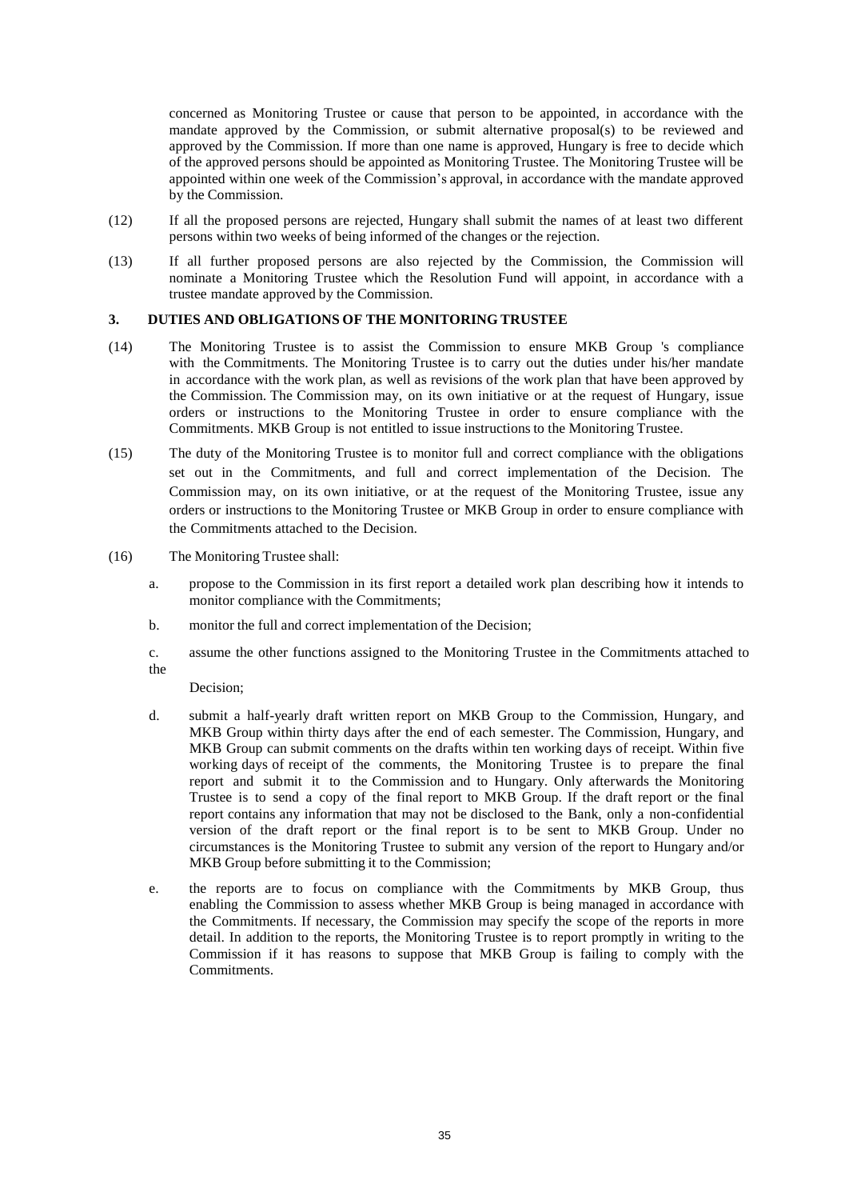concerned as Monitoring Trustee or cause that person to be appointed, in accordance with the mandate approved by the Commission, or submit alternative proposal(s) to be reviewed and approved by the Commission. If more than one name is approved, Hungary is free to decide which of the approved persons should be appointed as Monitoring Trustee. The Monitoring Trustee will be appointed within one week of the Commission's approval, in accordance with the mandate approved by the Commission.

(12) If all the proposed persons are rejected, Hungary shall submit the names of at least two different persons within two weeks of being informed of the changes or the rejection.

(13) If all further proposed persons are also rejected by the Commission, the Commission will nominate a Monitoring Trustee which the Resolution Fund will appoint, in accordance with a trustee mandate approved by the Commission.

### 3. DUTIES AND OBLIGATIONS OF THE MONITORING TRUSTEE

(14) The Monitoring Trustee is to assist the Commission to ensure MKB Group 's compliance with the Commitments. The Monitoring Trustee is to carry out the duties under his/her mandate in accordance with the work plan, as well as revisions of the work plan that have been approved by the Commission. The Commission may, on its own initiative or at the request of Hungary, issue orders or instructions to the Monitoring Trustee in order to ensure compliance with the Commitments. MKB Group is not entitled to issue instructions to the Monitoring Trustee.

(15) The duty of the Monitoring Trustee is to monitor full and correct compliance with the obligations set out in the Commitments, and full and correct implementation of the Decision. The Commission may, on its own initiative, or at the request of the Monitoring Trustee, issue any orders or instructions to the Monitoring Trustee or MKB Group in order to ensure compliance with the Commitments attached to the Decision.

(16) The Monitoring Trustee shall:

a. propose to the Commission in its first report a detailed work plan describing how it intends to monitor compliance with the Commitments;

b. monitor the full and correct implementation of the Decision;

c. assume the other functions assigned to the Monitoring Trustee in the Commitments attached to the Decision;

d. submit a half-yearly draft written report on MKB Group to the Commission, Hungary, and MKB Group within thirty days after the end of each semester. The Commission, Hungary, and MKB Group can submit comments on the drafts within ten working days of receipt. Within five working days of receipt of the comments, the Monitoring Trustee is to prepare the final report and submit it to the Commission and to Hungary. Only afterwards the Monitoring Trustee is to send a copy of the final report to MKB Group. If the draft report or the final report contains any information that may not be disclosed to the Bank, only a non-confidential version of the draft report or the final report is to be sent to MKB Group. Under no circumstances is the Monitoring Trustee to submit any version of the report to Hungary and/or MKB Group before submitting it to the Commission;

e. the reports are to focus on compliance with the Commitments by MKB Group, thus enabling the Commission to assess whether MKB Group is being managed in accordance with the Commitments. If necessary, the Commission may specify the scope of the reports in more detail. In addition to the reports, the Monitoring Trustee is to report promptly in writing to the Commission if it has reasons to suppose that MKB Group is failing to comply with the Commitments.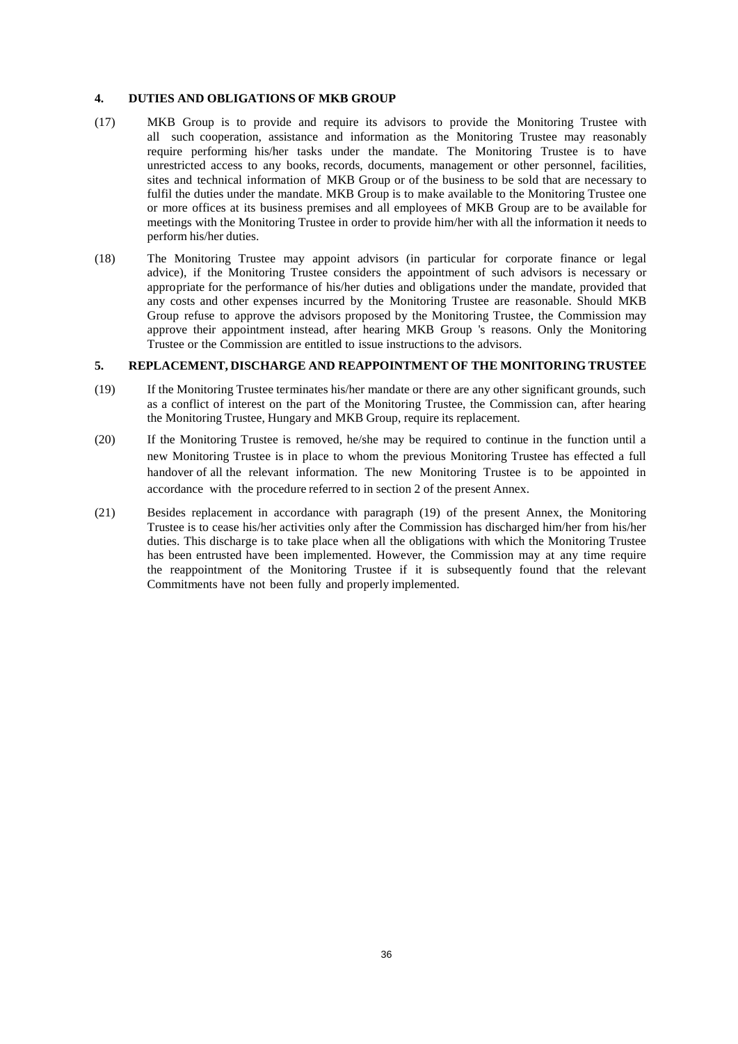## 4. DUTIES AND OBLIGATIONS OF MKB GROUP

(17) MKB Group is to provide and require its advisors to provide the Monitoring Trustee with all such cooperation, assistance and information as the Monitoring Trustee may reasonably require performing his/her tasks under the mandate. The Monitoring Trustee is to have unrestricted access to any books, records, documents, management or other personnel, facilities, sites and technical information of MKB Group or of the business to be sold that are necessary to fulfil the duties under the mandate. MKB Group is to make available to the Monitoring Trustee one or more offices at its business premises and all employees of MKB Group are to be available for meetings with the Monitoring Trustee in order to provide him/her with all the information it needs to perform his/her duties.

(18) The Monitoring Trustee may appoint advisors (in particular for corporate finance or legal advice), if the Monitoring Trustee considers the appointment of such advisors is necessary or appropriate for the performance of his/her duties and obligations under the mandate, provided that any costs and other expenses incurred by the Monitoring Trustee are reasonable. Should MKB Group refuse to approve the advisors proposed by the Monitoring Trustee, the Commission may approve their appointment instead, after hearing MKB Group 's reasons. Only the Monitoring Trustee or the Commission are entitled to issue instructions to the advisors.

## 5. REPLACEMENT, DISCHARGE AND REAPPOINTMENT OF THE MONITORING TRUSTEE

(19) If the Monitoring Trustee terminates his/her mandate or there are any other significant grounds, such as a conflict of interest on the part of the Monitoring Trustee, the Commission can, after hearing the Monitoring Trustee, Hungary and MKB Group, require its replacement.

(20) If the Monitoring Trustee is removed, he/she may be required to continue in the function until a new Monitoring Trustee is in place to whom the previous Monitoring Trustee has effected a full handover of all the relevant information. The new Monitoring Trustee is to be appointed in accordance with the procedure referred to in section 2 of the present Annex.

(21) Besides replacement in accordance with paragraph (19) of the present Annex, the Monitoring Trustee is to cease his/her activities only after the Commission has discharged him/her from his/her duties. This discharge is to take place when all the obligations with which the Monitoring Trustee has been entrusted have been implemented. However, the Commission may at any time require the reappointment of the Monitoring Trustee if it is subsequently found that the relevant Commitments have not been fully and properly implemented.